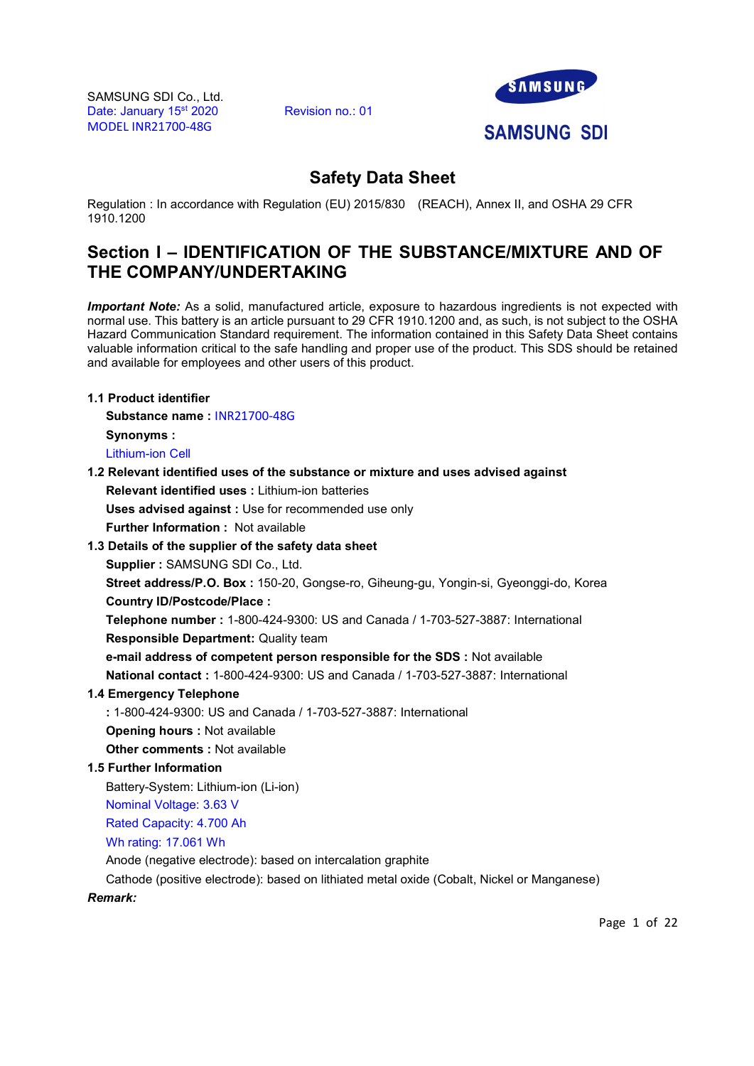SAMSUNG SDI Co., Ltd.
Date: January 15st 2020 Revision no.: 01
MODEL INR21700-48G

SAMSUNG SDI

# Safety Data Sheet

Regulation : In accordance with Regulation (EU) 2015/830 (REACH), Annex II, and OSHA 29 CFR 1910.1200

## Section I – IDENTIFICATION OF THE SUBSTANCE/MIXTURE AND OF THE COMPANY/UNDERTAKING

***Important Note:*** As a solid, manufactured article, exposure to hazardous ingredients is not expected with normal use. This battery is an article pursuant to 29 CFR 1910.1200 and, as such, is not subject to the OSHA Hazard Communication Standard requirement. The information contained in this Safety Data Sheet contains valuable information critical to the safe handling and proper use of the product. This SDS should be retained and available for employees and other users of this product.

**1.1 Product identifier**

**Substance name :** INR21700-48G

**Synonyms :**

Lithium-ion Cell

**1.2 Relevant identified uses of the substance or mixture and uses advised against**

**Relevant identified uses :** Lithium-ion batteries

**Uses advised against :** Use for recommended use only

**Further Information :** Not available

**1.3 Details of the supplier of the safety data sheet**

**Supplier :** SAMSUNG SDI Co., Ltd.

**Street address/P.O. Box :** 150-20, Gongse-ro, Giheung-gu, Yongin-si, Gyeonggi-do, Korea

**Country ID/Postcode/Place :**

**Telephone number :** 1-800-424-9300: US and Canada / 1-703-527-3887: International

**Responsible Department:** Quality team

**e-mail address of competent person responsible for the SDS :** Not available

**National contact :** 1-800-424-9300: US and Canada / 1-703-527-3887: International

**1.4 Emergency Telephone**

**:** 1-800-424-9300: US and Canada / 1-703-527-3887: International

**Opening hours :** Not available

**Other comments :** Not available

**1.5 Further Information**

Battery-System: Lithium-ion (Li-ion)

Nominal Voltage: 3.63 V

Rated Capacity: 4.700 Ah

Wh rating: 17.061 Wh

Anode (negative electrode): based on intercalation graphite

Cathode (positive electrode): based on lithiated metal oxide (Cobalt, Nickel or Manganese)

***Remark:***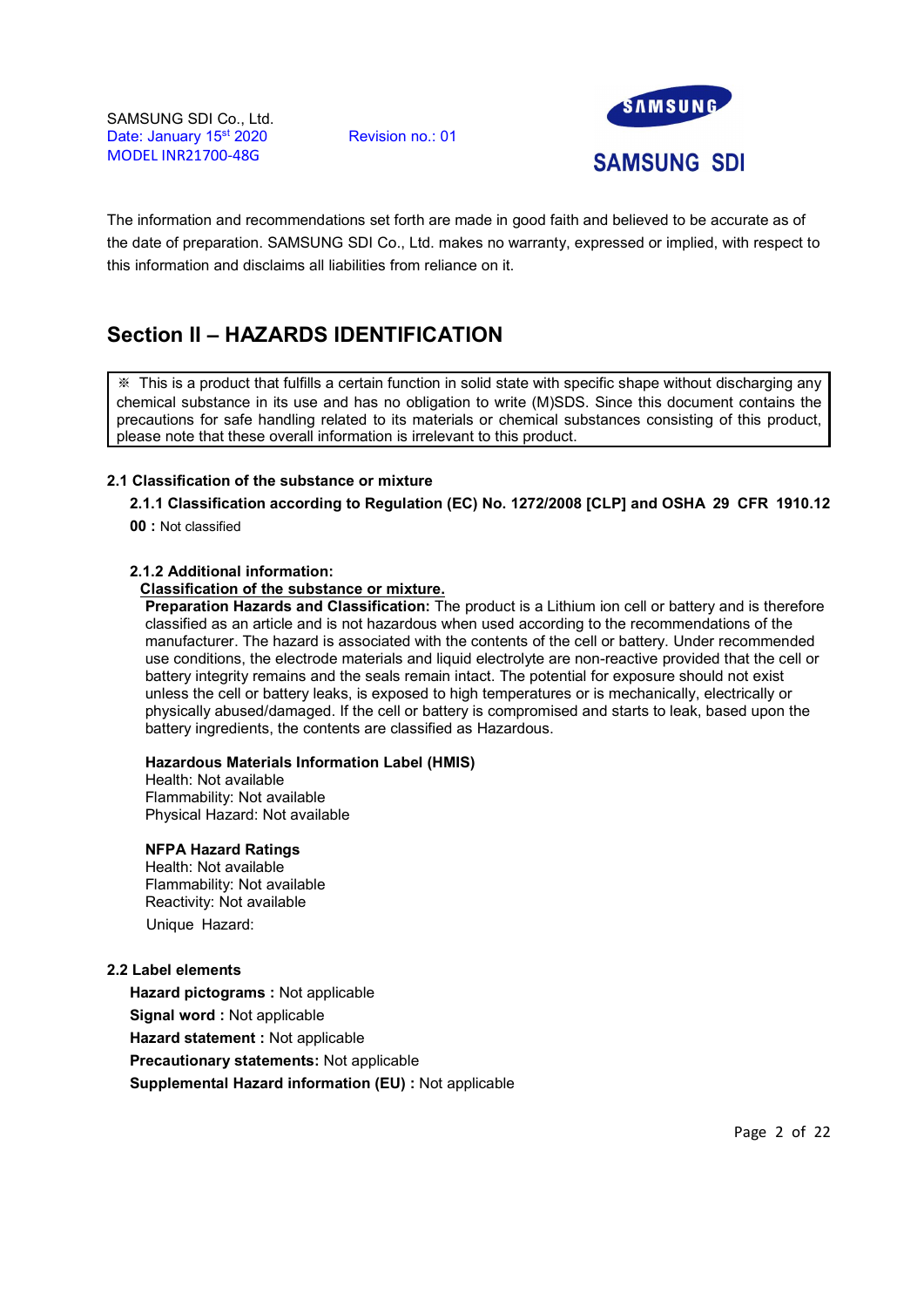The information and recommendations set forth are made in good faith and believed to be accurate as of the date of preparation. SAMSUNG SDI Co., Ltd. makes no warranty, expressed or implied, with respect to this information and disclaims all liabilities from reliance on it.

## Section II – HAZARDS IDENTIFICATION

※ This is a product that fulfills a certain function in solid state with specific shape without discharging any chemical substance in its use and has no obligation to write (M)SDS. Since this document contains the precautions for safe handling related to its materials or chemical substances consisting of this product, please note that these overall information is irrelevant to this product.

### 2.1 Classification of the substance or mixture

**2.1.1 Classification according to Regulation (EC) No. 1272/2008 [CLP] and OSHA 29 CFR 1910.1200 :** Not classified

**2.1.2 Additional information:**

<u>**Classification of the substance or mixture.**</u>

**Preparation Hazards and Classification:** The product is a Lithium ion cell or battery and is therefore classified as an article and is not hazardous when used according to the recommendations of the manufacturer. The hazard is associated with the contents of the cell or battery. Under recommended use conditions, the electrode materials and liquid electrolyte are non-reactive provided that the cell or battery integrity remains and the seals remain intact. The potential for exposure should not exist unless the cell or battery leaks, is exposed to high temperatures or is mechanically, electrically or physically abused/damaged. If the cell or battery is compromised and starts to leak, based upon the battery ingredients, the contents are classified as Hazardous.

**Hazardous Materials Information Label (HMIS)**
Health: Not available
Flammability: Not available
Physical Hazard: Not available

**NFPA Hazard Ratings**
Health: Not available
Flammability: Not available
Reactivity: Not available
Unique Hazard:

### 2.2 Label elements

**Hazard pictograms :** Not applicable
**Signal word :** Not applicable
**Hazard statement :** Not applicable
**Precautionary statements:** Not applicable
**Supplemental Hazard information (EU) :** Not applicable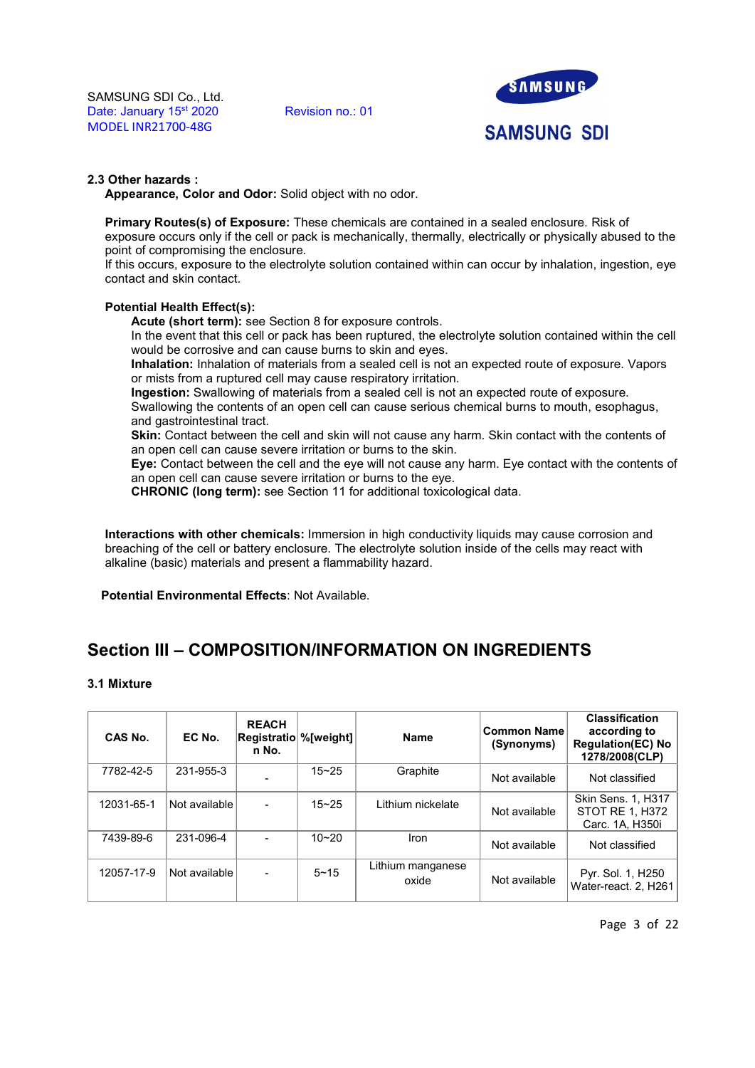**2.3 Other hazards :**

**Appearance, Color and Odor:** Solid object with no odor.

**Primary Routes(s) of Exposure:** These chemicals are contained in a sealed enclosure. Risk of exposure occurs only if the cell or pack is mechanically, thermally, electrically or physically abused to the point of compromising the enclosure.
If this occurs, exposure to the electrolyte solution contained within can occur by inhalation, ingestion, eye contact and skin contact.

**Potential Health Effect(s):**

**Acute (short term):** see Section 8 for exposure controls.
In the event that this cell or pack has been ruptured, the electrolyte solution contained within the cell would be corrosive and can cause burns to skin and eyes.
**Inhalation:** Inhalation of materials from a sealed cell is not an expected route of exposure. Vapors or mists from a ruptured cell may cause respiratory irritation.
**Ingestion:** Swallowing of materials from a sealed cell is not an expected route of exposure. Swallowing the contents of an open cell can cause serious chemical burns to mouth, esophagus, and gastrointestinal tract.
**Skin:** Contact between the cell and skin will not cause any harm. Skin contact with the contents of an open cell can cause severe irritation or burns to the skin.
**Eye:** Contact between the cell and the eye will not cause any harm. Eye contact with the contents of an open cell can cause severe irritation or burns to the eye.
**CHRONIC (long term):** see Section 11 for additional toxicological data.

**Interactions with other chemicals:** Immersion in high conductivity liquids may cause corrosion and breaching of the cell or battery enclosure. The electrolyte solution inside of the cells may react with alkaline (basic) materials and present a flammability hazard.

**Potential Environmental Effects**: Not Available.

## Section III – COMPOSITION/INFORMATION ON INGREDIENTS

**3.1 Mixture**

| CAS No. | EC No. | REACH Registration No. | %[weight] | Name | Common Name (Synonyms) | Classification according to Regulation(EC) No 1278/2008(CLP) |
|---|---|---|---|---|---|---|
| 7782-42-5 | 231-955-3 | - | 15~25 | Graphite | Not available | Not classified |
| 12031-65-1 | Not available | - | 15~25 | Lithium nickelate | Not available | Skin Sens. 1, H317<br>STOT RE 1, H372<br>Carc. 1A, H350i |
| 7439-89-6 | 231-096-4 | - | 10~20 | Iron | Not available | Not classified |
| 12057-17-9 | Not available | - | 5~15 | Lithium manganese oxide | Not available | Pyr. Sol. 1, H250<br>Water-react. 2, H261 |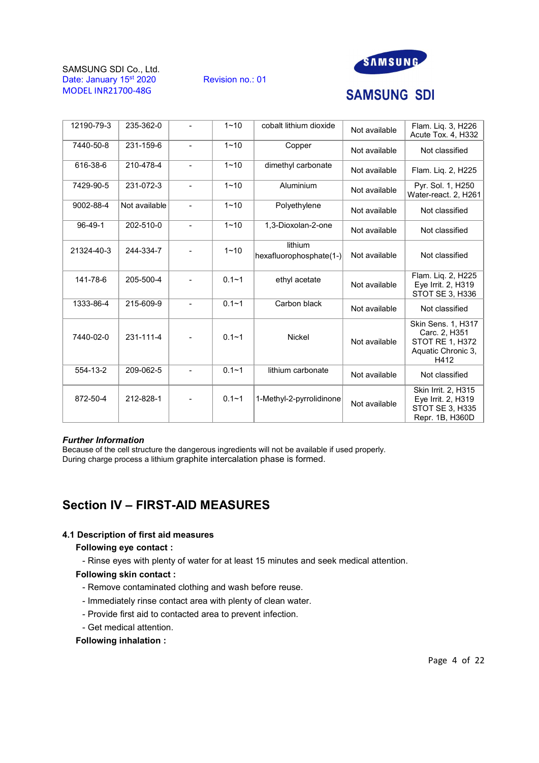| 12190-79-3 | 235-362-0 | - | 1~10 | cobalt lithium dioxide | Not available | Flam. Liq. 3, H226 Acute Tox. 4, H332 |
|---|---|---|---|---|---|---|
| 7440-50-8 | 231-159-6 | - | 1~10 | Copper | Not available | Not classified |
| 616-38-6 | 210-478-4 | - | 1~10 | dimethyl carbonate | Not available | Flam. Liq. 2, H225 |
| 7429-90-5 | 231-072-3 | - | 1~10 | Aluminium | Not available | Pyr. Sol. 1, H250 Water-react. 2, H261 |
| 9002-88-4 | Not available | - | 1~10 | Polyethylene | Not available | Not classified |
| 96-49-1 | 202-510-0 | - | 1~10 | 1,3-Dioxolan-2-one | Not available | Not classified |
| 21324-40-3 | 244-334-7 | - | 1~10 | lithium hexafluorophosphate(1-) | Not available | Not classified |
| 141-78-6 | 205-500-4 | - | 0.1~1 | ethyl acetate | Not available | Flam. Liq. 2, H225 Eye Irrit. 2, H319 STOT SE 3, H336 |
| 1333-86-4 | 215-609-9 | - | 0.1~1 | Carbon black | Not available | Not classified |
| 7440-02-0 | 231-111-4 | - | 0.1~1 | Nickel | Not available | Skin Sens. 1, H317 Carc. 2, H351 STOT RE 1, H372 Aquatic Chronic 3, H412 |
| 554-13-2 | 209-062-5 | - | 0.1~1 | lithium carbonate | Not available | Not classified |
| 872-50-4 | 212-828-1 | - | 0.1~1 | 1-Methyl-2-pyrrolidinone | Not available | Skin Irrit. 2, H315 Eye Irrit. 2, H319 STOT SE 3, H335 Repr. 1B, H360D |

***Further Information***

Because of the cell structure the dangerous ingredients will not be available if used properly.
During charge process a lithium graphite intercalation phase is formed.

# Section IV – FIRST-AID MEASURES

### 4.1 Description of first aid measures

**Following eye contact :**

- Rinse eyes with plenty of water for at least 15 minutes and seek medical attention.

**Following skin contact :**

- Remove contaminated clothing and wash before reuse.
- Immediately rinse contact area with plenty of clean water.
- Provide first aid to contacted area to prevent infection.
- Get medical attention.

**Following inhalation :**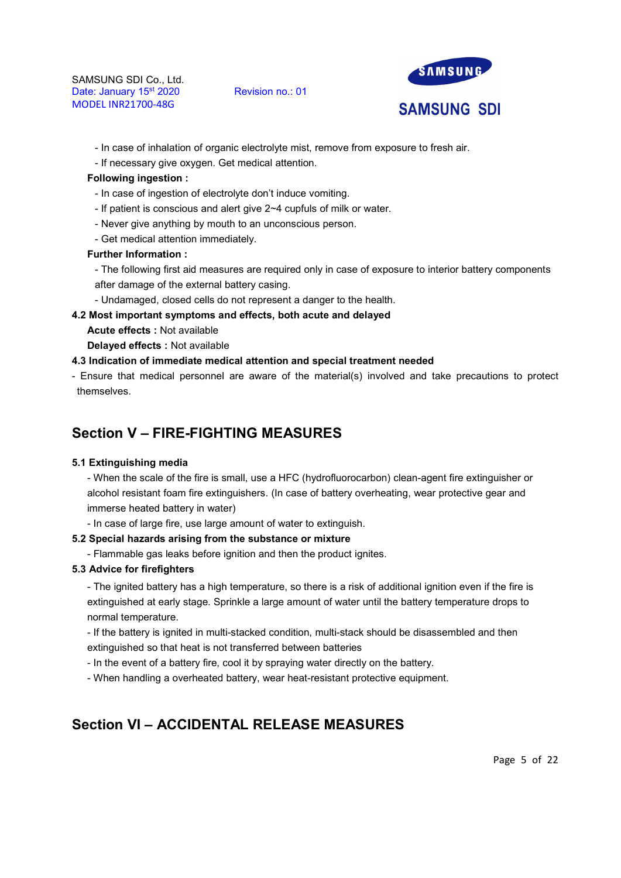- In case of inhalation of organic electrolyte mist, remove from exposure to fresh air.
- If necessary give oxygen. Get medical attention.

**Following ingestion :**

- In case of ingestion of electrolyte don't induce vomiting.
- If patient is conscious and alert give 2~4 cupfuls of milk or water.
- Never give anything by mouth to an unconscious person.
- Get medical attention immediately.

**Further Information :**

- The following first aid measures are required only in case of exposure to interior battery components after damage of the external battery casing.
- Undamaged, closed cells do not represent a danger to the health.

**4.2 Most important symptoms and effects, both acute and delayed**

**Acute effects :** Not available

**Delayed effects :** Not available

**4.3 Indication of immediate medical attention and special treatment needed**

- Ensure that medical personnel are aware of the material(s) involved and take precautions to protect themselves.

## Section V – FIRE-FIGHTING MEASURES

**5.1 Extinguishing media**

- When the scale of the fire is small, use a HFC (hydrofluorocarbon) clean-agent fire extinguisher or alcohol resistant foam fire extinguishers. (In case of battery overheating, wear protective gear and immerse heated battery in water)
- In case of large fire, use large amount of water to extinguish.

**5.2 Special hazards arising from the substance or mixture**

- Flammable gas leaks before ignition and then the product ignites.

**5.3 Advice for firefighters**

- The ignited battery has a high temperature, so there is a risk of additional ignition even if the fire is extinguished at early stage. Sprinkle a large amount of water until the battery temperature drops to normal temperature.
- If the battery is ignited in multi-stacked condition, multi-stack should be disassembled and then extinguished so that heat is not transferred between batteries
- In the event of a battery fire, cool it by spraying water directly on the battery.
- When handling a overheated battery, wear heat-resistant protective equipment.

## Section VI – ACCIDENTAL RELEASE MEASURES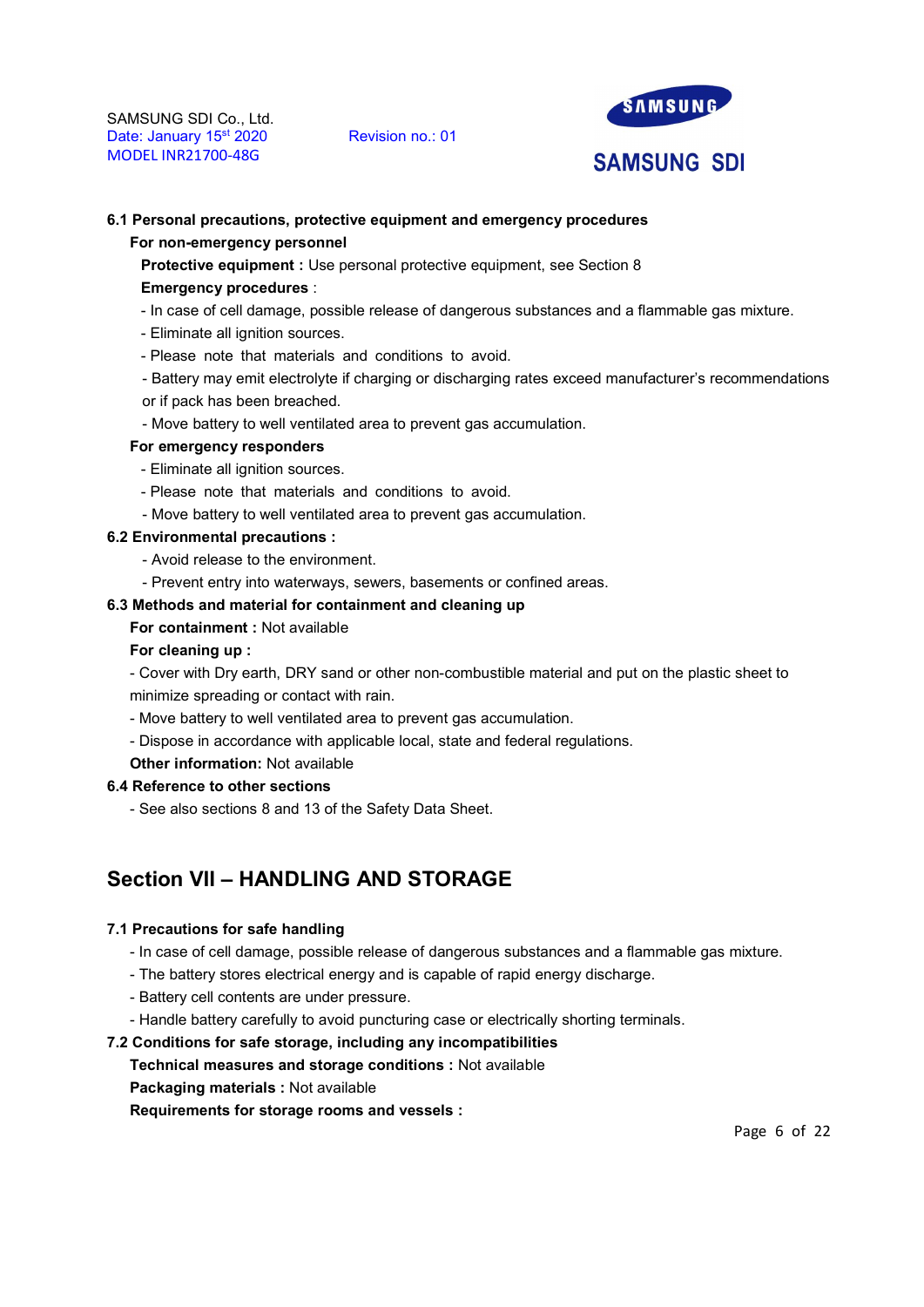**6.1 Personal precautions, protective equipment and emergency procedures**

**For non-emergency personnel**

**Protective equipment :** Use personal protective equipment, see Section 8

**Emergency procedures** :

- In case of cell damage, possible release of dangerous substances and a flammable gas mixture.
- Eliminate all ignition sources.
- Please note that materials and conditions to avoid.
- Battery may emit electrolyte if charging or discharging rates exceed manufacturer's recommendations or if pack has been breached.
- Move battery to well ventilated area to prevent gas accumulation.

**For emergency responders**

- Eliminate all ignition sources.
- Please note that materials and conditions to avoid.
- Move battery to well ventilated area to prevent gas accumulation.

**6.2 Environmental precautions :**

- Avoid release to the environment.
- Prevent entry into waterways, sewers, basements or confined areas.

**6.3 Methods and material for containment and cleaning up**

**For containment :** Not available

**For cleaning up :**

- Cover with Dry earth, DRY sand or other non-combustible material and put on the plastic sheet to minimize spreading or contact with rain.
- Move battery to well ventilated area to prevent gas accumulation.
- Dispose in accordance with applicable local, state and federal regulations.

**Other information:** Not available

**6.4 Reference to other sections**

- See also sections 8 and 13 of the Safety Data Sheet.

## Section VII – HANDLING AND STORAGE

**7.1 Precautions for safe handling**

- In case of cell damage, possible release of dangerous substances and a flammable gas mixture.
- The battery stores electrical energy and is capable of rapid energy discharge.
- Battery cell contents are under pressure.
- Handle battery carefully to avoid puncturing case or electrically shorting terminals.

**7.2 Conditions for safe storage, including any incompatibilities**

**Technical measures and storage conditions :** Not available

**Packaging materials :** Not available

**Requirements for storage rooms and vessels :**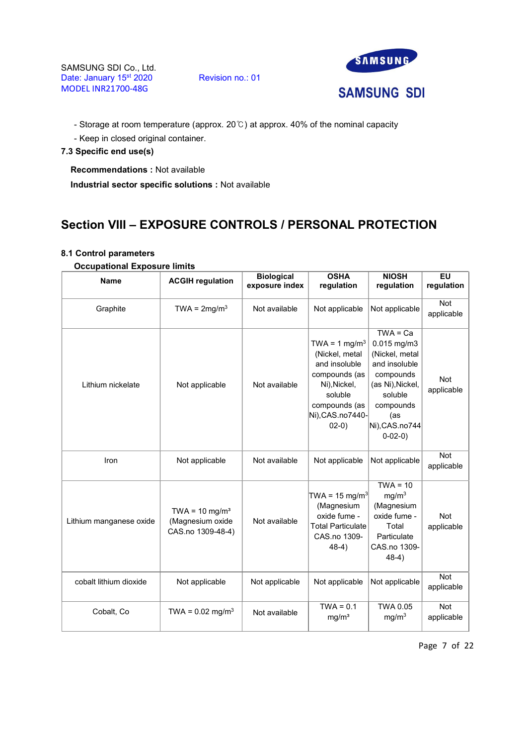- Storage at room temperature (approx. 20℃) at approx. 40% of the nominal capacity
- Keep in closed original container.

**7.3 Specific end use(s)**

**Recommendations :** Not available

**Industrial sector specific solutions :** Not available

## Section VIII – EXPOSURE CONTROLS / PERSONAL PROTECTION

**8.1 Control parameters**

**Occupational Exposure limits**

| Name | ACGIH regulation | Biological exposure index | OSHA regulation | NIOSH regulation | EU regulation |
|---|---|---|---|---|---|
| Graphite | TWA = 2mg/m$^3$ | Not available | Not applicable | Not applicable | Not applicable |
| Lithium nickelate | Not applicable | Not available | TWA = 1 mg/m$^3$ (Nickel, metal and insoluble compounds (as Ni),Nickel, soluble compounds (as Ni),CAS.no7440-02-0) | TWA = Ca 0.015 mg/m3 (Nickel, metal and insoluble compounds (as Ni),Nickel, soluble compounds (as Ni),CAS.no7440-02-0) | Not applicable |
| Iron | Not applicable | Not available | Not applicable | Not applicable | Not applicable |
| Lithium manganese oxide | TWA = 10 mg/m$^3$ (Magnesium oxide CAS.no 1309-48-4) | Not available | TWA = 15 mg/m$^3$ (Magnesium oxide fume - Total Particulate CAS.no 1309-48-4) | TWA = 10 mg/m$^3$ (Magnesium oxide fume - Total Particulate CAS.no 1309-48-4) | Not applicable |
| cobalt lithium dioxide | Not applicable | Not applicable | Not applicable | Not applicable | Not applicable |
| Cobalt, Co | TWA = 0.02 mg/m$^3$ | Not available | TWA = 0.1 mg/m$^3$ | TWA 0.05 mg/m$^3$ | Not applicable |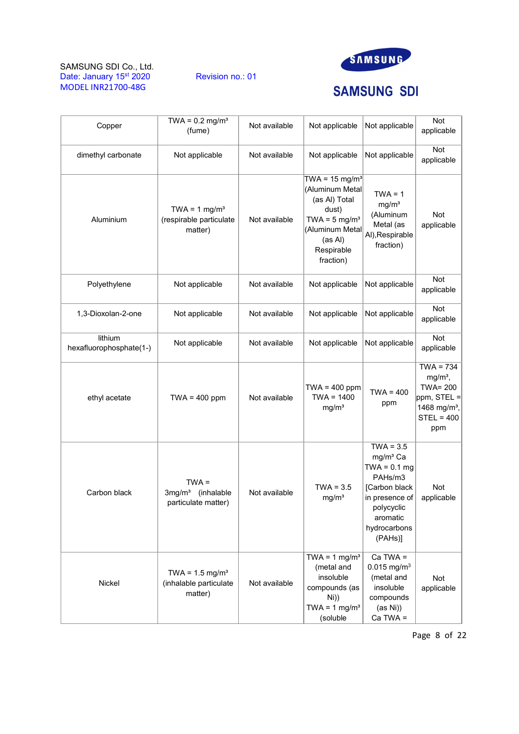| | | | | | |
|---|---|---|---|---|---|
| Copper | TWA = 0.2 mg/m³ (fume) | Not available | Not applicable | Not applicable | Not applicable |
| dimethyl carbonate | Not applicable | Not available | Not applicable | Not applicable | Not applicable |
| Aluminium | TWA = 1 mg/m³ (respirable particulate matter) | Not available | TWA = 15 mg/m³ (Aluminum Metal (as Al) Total dust) TWA = 5 mg/m³ (Aluminum Metal (as Al) Respirable fraction) | TWA = 1 mg/m³ (Aluminum Metal (as Al),Respirable fraction) | Not applicable |
| Polyethylene | Not applicable | Not available | Not applicable | Not applicable | Not applicable |
| 1,3-Dioxolan-2-one | Not applicable | Not available | Not applicable | Not applicable | Not applicable |
| lithium hexafluorophosphate(1-) | Not applicable | Not available | Not applicable | Not applicable | Not applicable |
| ethyl acetate | TWA = 400 ppm | Not available | TWA = 400 ppm TWA = 1400 mg/m³ | TWA = 400 ppm | TWA = 734 mg/m³, TWA= 200 ppm, STEL = 1468 mg/m³, STEL = 400 ppm |
| Carbon black | TWA = 3mg/m³ (inhalable particulate matter) | Not available | TWA = 3.5 mg/m³ | TWA = 3.5 mg/m³ Ca TWA = 0.1 mg PAHs/m3 [Carbon black in presence of polycyclic aromatic hydrocarbons (PAHs)] | Not applicable |
| Nickel | TWA = 1.5 mg/m³ (inhalable particulate matter) | Not available | TWA = 1 mg/m³ (metal and insoluble compounds (as Ni)) TWA = 1 mg/m³ (soluble | Ca TWA = 0.015 mg/m³ (metal and insoluble compounds (as Ni)) Ca TWA = | Not applicable |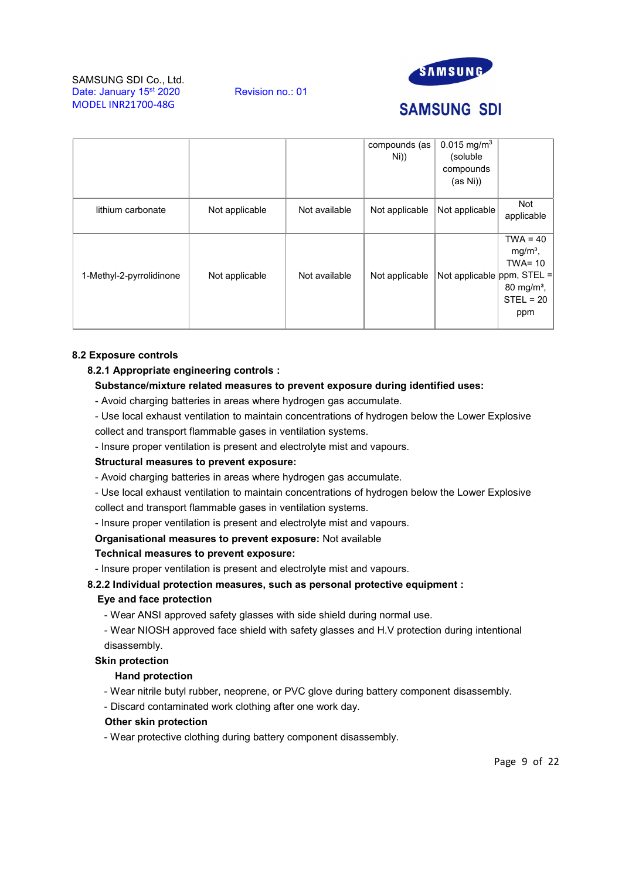| | | | compounds (as Ni)) | 0.015 mg/m$^3$ (soluble compounds (as Ni)) | |
|---|---|---|---|---|---|
| lithium carbonate | Not applicable | Not available | Not applicable | Not applicable | Not applicable |
| 1-Methyl-2-pyrrolidinone | Not applicable | Not available | Not applicable | Not applicable | TWA = 40 mg/m³, TWA= 10 ppm, STEL = 80 mg/m³, STEL = 20 ppm |

**8.2 Exposure controls**

**8.2.1 Appropriate engineering controls :**

**Substance/mixture related measures to prevent exposure during identified uses:**

- Avoid charging batteries in areas where hydrogen gas accumulate.
- Use local exhaust ventilation to maintain concentrations of hydrogen below the Lower Explosive collect and transport flammable gases in ventilation systems.
- Insure proper ventilation is present and electrolyte mist and vapours.

**Structural measures to prevent exposure:**

- Avoid charging batteries in areas where hydrogen gas accumulate.
- Use local exhaust ventilation to maintain concentrations of hydrogen below the Lower Explosive collect and transport flammable gases in ventilation systems.
- Insure proper ventilation is present and electrolyte mist and vapours.

**Organisational measures to prevent exposure:** Not available

**Technical measures to prevent exposure:**

- Insure proper ventilation is present and electrolyte mist and vapours.

**8.2.2 Individual protection measures, such as personal protective equipment :**

**Eye and face protection**

- Wear ANSI approved safety glasses with side shield during normal use.
- Wear NIOSH approved face shield with safety glasses and H.V protection during intentional disassembly.

**Skin protection**

**Hand protection**

- Wear nitrile butyl rubber, neoprene, or PVC glove during battery component disassembly.
- Discard contaminated work clothing after one work day.

**Other skin protection**

- Wear protective clothing during battery component disassembly.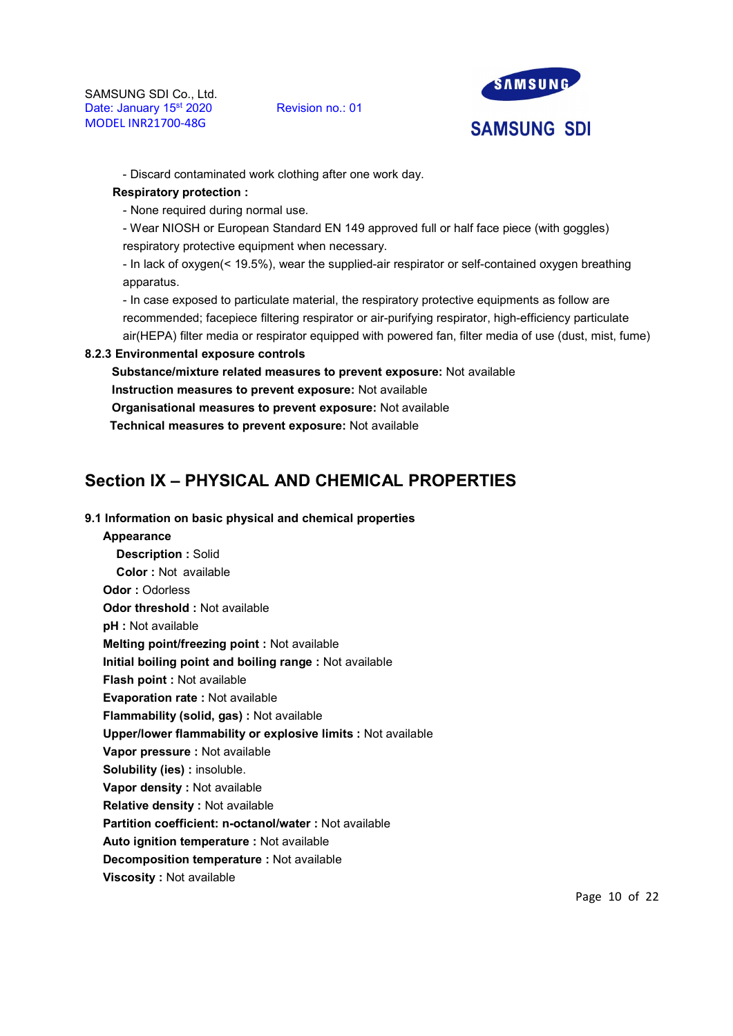- Discard contaminated work clothing after one work day.

**Respiratory protection :**

- None required during normal use.
- Wear NIOSH or European Standard EN 149 approved full or half face piece (with goggles) respiratory protective equipment when necessary.
- In lack of oxygen(< 19.5%), wear the supplied-air respirator or self-contained oxygen breathing apparatus.
- In case exposed to particulate material, the respiratory protective equipments as follow are recommended; facepiece filtering respirator or air-purifying respirator, high-efficiency particulate air(HEPA) filter media or respirator equipped with powered fan, filter media of use (dust, mist, fume)

**8.2.3 Environmental exposure controls**

**Substance/mixture related measures to prevent exposure:** Not available

**Instruction measures to prevent exposure:** Not available

**Organisational measures to prevent exposure:** Not available

**Technical measures to prevent exposure:** Not available

## Section IX – PHYSICAL AND CHEMICAL PROPERTIES

**9.1 Information on basic physical and chemical properties**

**Appearance**

**Description :** Solid

**Color :** Not available

**Odor :** Odorless

**Odor threshold :** Not available

**pH :** Not available

**Melting point/freezing point :** Not available

**Initial boiling point and boiling range :** Not available

**Flash point :** Not available

**Evaporation rate :** Not available

**Flammability (solid, gas) :** Not available

**Upper/lower flammability or explosive limits :** Not available

**Vapor pressure :** Not available

**Solubility (ies) :** insoluble.

**Vapor density :** Not available

**Relative density :** Not available

**Partition coefficient: n-octanol/water :** Not available

**Auto ignition temperature :** Not available

**Decomposition temperature :** Not available

**Viscosity :** Not available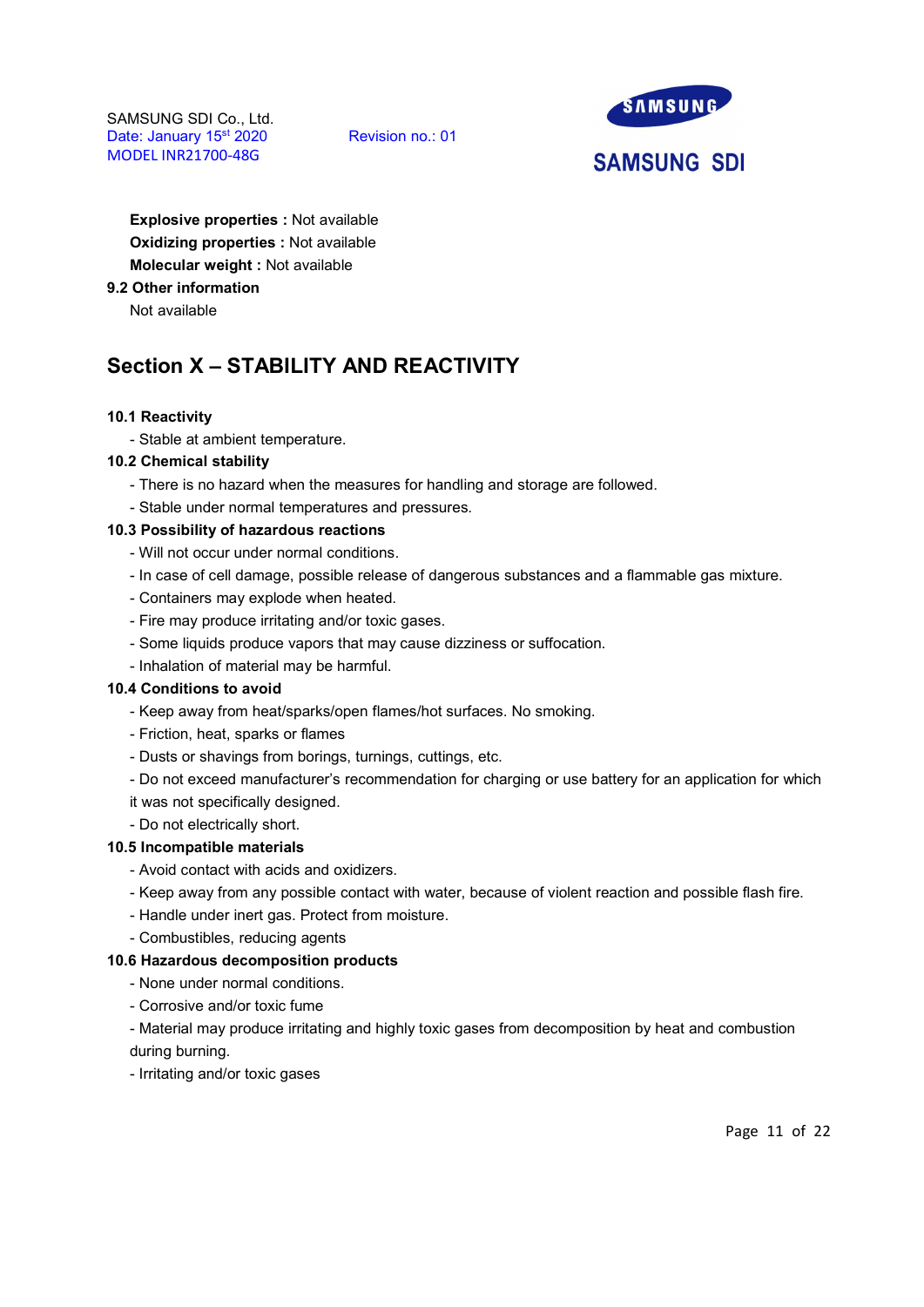**Explosive properties :** Not available

**Oxidizing properties :** Not available

**Molecular weight :** Not available

**9.2 Other information**

Not available

## Section X – STABILITY AND REACTIVITY

**10.1 Reactivity**

- Stable at ambient temperature.

**10.2 Chemical stability**

- There is no hazard when the measures for handling and storage are followed.
- Stable under normal temperatures and pressures.

**10.3 Possibility of hazardous reactions**

- Will not occur under normal conditions.
- In case of cell damage, possible release of dangerous substances and a flammable gas mixture.
- Containers may explode when heated.
- Fire may produce irritating and/or toxic gases.
- Some liquids produce vapors that may cause dizziness or suffocation.
- Inhalation of material may be harmful.

**10.4 Conditions to avoid**

- Keep away from heat/sparks/open flames/hot surfaces. No smoking.
- Friction, heat, sparks or flames
- Dusts or shavings from borings, turnings, cuttings, etc.
- Do not exceed manufacturer's recommendation for charging or use battery for an application for which it was not specifically designed.
- Do not electrically short.

**10.5 Incompatible materials**

- Avoid contact with acids and oxidizers.
- Keep away from any possible contact with water, because of violent reaction and possible flash fire.
- Handle under inert gas. Protect from moisture.
- Combustibles, reducing agents

**10.6 Hazardous decomposition products**

- None under normal conditions.
- Corrosive and/or toxic fume
- Material may produce irritating and highly toxic gases from decomposition by heat and combustion during burning.
- Irritating and/or toxic gases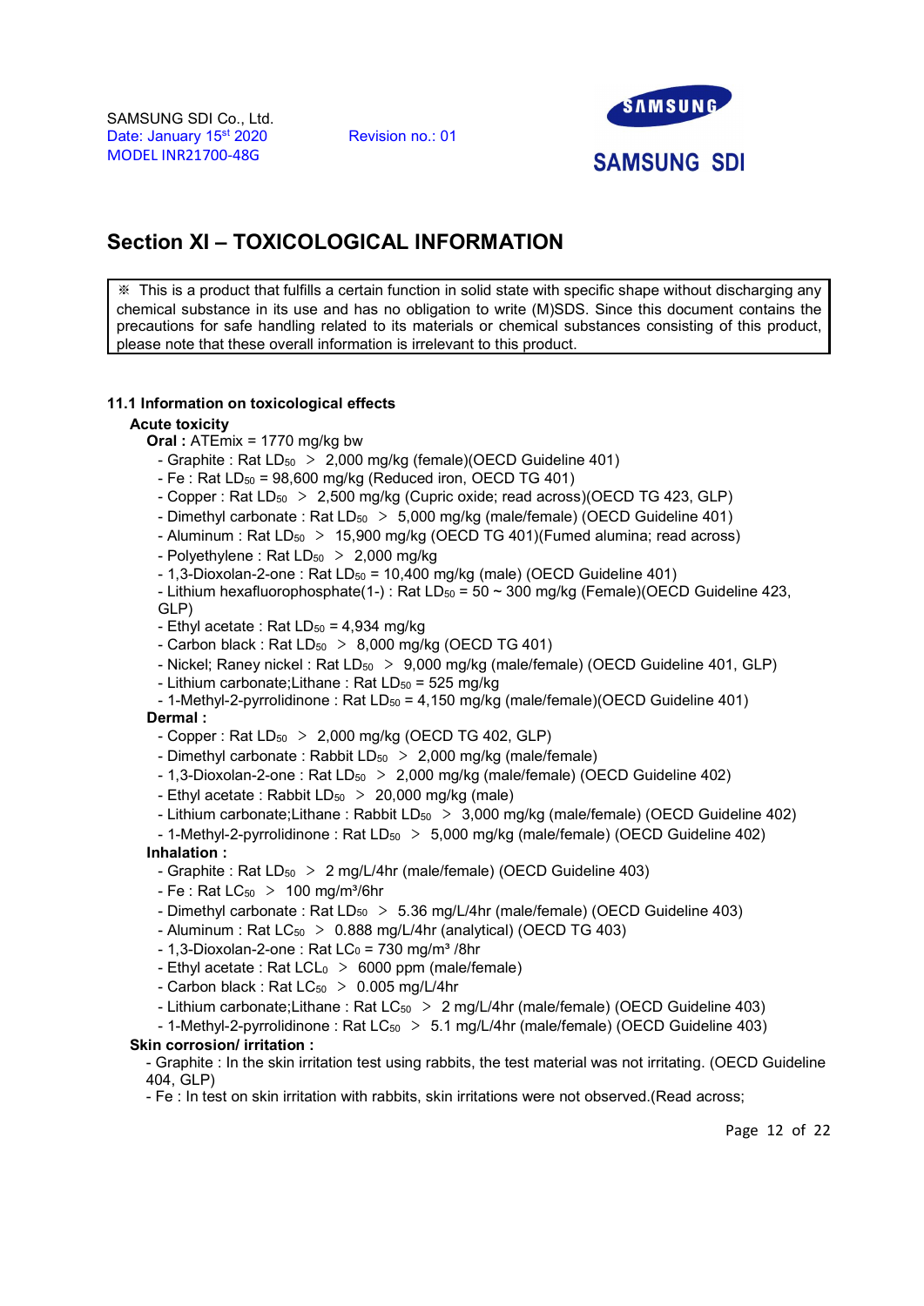## Section XI – TOXICOLOGICAL INFORMATION

※ This is a product that fulfills a certain function in solid state with specific shape without discharging any chemical substance in its use and has no obligation to write (M)SDS. Since this document contains the precautions for safe handling related to its materials or chemical substances consisting of this product, please note that these overall information is irrelevant to this product.

### 11.1 Information on toxicological effects

**Acute toxicity**

**Oral :** ATEmix = 1770 mg/kg bw

- Graphite : Rat $LD_{50}$ ＞ 2,000 mg/kg (female)(OECD Guideline 401)
- Fe : Rat $LD_{50}$ = 98,600 mg/kg (Reduced iron, OECD TG 401)
- Copper : Rat $LD_{50}$ ＞ 2,500 mg/kg (Cupric oxide; read across)(OECD TG 423, GLP)
- Dimethyl carbonate : Rat $LD_{50}$ ＞ 5,000 mg/kg (male/female) (OECD Guideline 401)
- Aluminum : Rat $LD_{50}$ ＞ 15,900 mg/kg (OECD TG 401)(Fumed alumina; read across)
- Polyethylene : Rat $LD_{50}$ ＞ 2,000 mg/kg
- 1,3-Dioxolan-2-one : Rat $LD_{50}$ = 10,400 mg/kg (male) (OECD Guideline 401)
- Lithium hexafluorophosphate(1-) : Rat $LD_{50}$ = 50 ~ 300 mg/kg (Female)(OECD Guideline 423, GLP)
- Ethyl acetate : Rat $LD_{50}$ = 4,934 mg/kg
- Carbon black : Rat $LD_{50}$ ＞ 8,000 mg/kg (OECD TG 401)
- Nickel; Raney nickel : Rat $LD_{50}$ ＞ 9,000 mg/kg (male/female) (OECD Guideline 401, GLP)
- Lithium carbonate;Lithane : Rat $LD_{50}$ = 525 mg/kg
- 1-Methyl-2-pyrrolidinone : Rat $LD_{50}$ = 4,150 mg/kg (male/female)(OECD Guideline 401)

**Dermal :**

- Copper : Rat $LD_{50}$ ＞ 2,000 mg/kg (OECD TG 402, GLP)
- Dimethyl carbonate : Rabbit $LD_{50}$ ＞ 2,000 mg/kg (male/female)
- 1,3-Dioxolan-2-one : Rat $LD_{50}$ ＞ 2,000 mg/kg (male/female) (OECD Guideline 402)
- Ethyl acetate : Rabbit $LD_{50}$ ＞ 20,000 mg/kg (male)
- Lithium carbonate;Lithane : Rabbit $LD_{50}$ ＞ 3,000 mg/kg (male/female) (OECD Guideline 402)
- 1-Methyl-2-pyrrolidinone : Rat $LD_{50}$ ＞ 5,000 mg/kg (male/female) (OECD Guideline 402)

**Inhalation :**

- Graphite : Rat $LD_{50}$ ＞ 2 mg/L/4hr (male/female) (OECD Guideline 403)
- Fe : Rat $LC_{50}$ ＞ 100 mg/m³/6hr
- Dimethyl carbonate : Rat $LD_{50}$ ＞ 5.36 mg/L/4hr (male/female) (OECD Guideline 403)
- Aluminum : Rat $LC_{50}$ ＞ 0.888 mg/L/4hr (analytical) (OECD TG 403)
- 1,3-Dioxolan-2-one : Rat $LC_0$ = 730 mg/m³ /8hr
- Ethyl acetate : Rat $LCL_0$ ＞ 6000 ppm (male/female)
- Carbon black : Rat $LC_{50}$ ＞ 0.005 mg/L/4hr
- Lithium carbonate;Lithane : Rat $LC_{50}$ ＞ 2 mg/L/4hr (male/female) (OECD Guideline 403)
- 1-Methyl-2-pyrrolidinone : Rat $LC_{50}$ ＞ 5.1 mg/L/4hr (male/female) (OECD Guideline 403)

**Skin corrosion/ irritation :**

- Graphite : In the skin irritation test using rabbits, the test material was not irritating. (OECD Guideline 404, GLP)
- Fe : In test on skin irritation with rabbits, skin irritations were not observed.(Read across;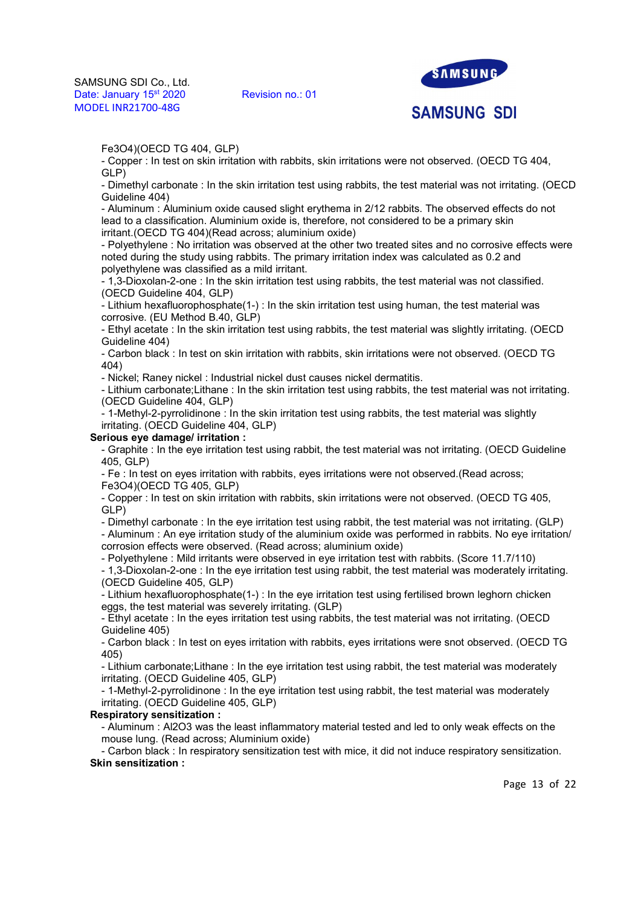Fe3O4)(OECD TG 404, GLP)

- Copper : In test on skin irritation with rabbits, skin irritations were not observed. (OECD TG 404, GLP)
- Dimethyl carbonate : In the skin irritation test using rabbits, the test material was not irritating. (OECD Guideline 404)
- Aluminum : Aluminium oxide caused slight erythema in 2/12 rabbits. The observed effects do not lead to a classification. Aluminium oxide is, therefore, not considered to be a primary skin irritant.(OECD TG 404)(Read across; aluminium oxide)
- Polyethylene : No irritation was observed at the other two treated sites and no corrosive effects were noted during the study using rabbits. The primary irritation index was calculated as 0.2 and polyethylene was classified as a mild irritant.
- 1,3-Dioxolan-2-one : In the skin irritation test using rabbits, the test material was not classified. (OECD Guideline 404, GLP)
- Lithium hexafluorophosphate(1-) : In the skin irritation test using human, the test material was corrosive. (EU Method B.40, GLP)
- Ethyl acetate : In the skin irritation test using rabbits, the test material was slightly irritating. (OECD Guideline 404)
- Carbon black : In test on skin irritation with rabbits, skin irritations were not observed. (OECD TG 404)
- Nickel; Raney nickel : Industrial nickel dust causes nickel dermatitis.
- Lithium carbonate;Lithane : In the skin irritation test using rabbits, the test material was not irritating. (OECD Guideline 404, GLP)
- 1-Methyl-2-pyrrolidinone : In the skin irritation test using rabbits, the test material was slightly irritating. (OECD Guideline 404, GLP)

**Serious eye damage/ irritation :**

- Graphite : In the eye irritation test using rabbit, the test material was not irritating. (OECD Guideline 405, GLP)
- Fe : In test on eyes irritation with rabbits, eyes irritations were not observed.(Read across; Fe3O4)(OECD TG 405, GLP)
- Copper : In test on skin irritation with rabbits, skin irritations were not observed. (OECD TG 405, GLP)
- Dimethyl carbonate : In the eye irritation test using rabbit, the test material was not irritating. (GLP)
- Aluminum : An eye irritation study of the aluminium oxide was performed in rabbits. No eye irritation/ corrosion effects were observed. (Read across; aluminium oxide)
- Polyethylene : Mild irritants were observed in eye irritation test with rabbits. (Score 11.7/110)
- 1,3-Dioxolan-2-one : In the eye irritation test using rabbit, the test material was moderately irritating. (OECD Guideline 405, GLP)
- Lithium hexafluorophosphate(1-) : In the eye irritation test using fertilised brown leghorn chicken eggs, the test material was severely irritating. (GLP)
- Ethyl acetate : In the eyes irritation test using rabbits, the test material was not irritating. (OECD Guideline 405)
- Carbon black : In test on eyes irritation with rabbits, eyes irritations were snot observed. (OECD TG 405)
- Lithium carbonate;Lithane : In the eye irritation test using rabbit, the test material was moderately irritating. (OECD Guideline 405, GLP)
- 1-Methyl-2-pyrrolidinone : In the eye irritation test using rabbit, the test material was moderately irritating. (OECD Guideline 405, GLP)

**Respiratory sensitization :**

- Aluminum : Al2O3 was the least inflammatory material tested and led to only weak effects on the mouse lung. (Read across; Aluminium oxide)
- Carbon black : In respiratory sensitization test with mice, it did not induce respiratory sensitization.

**Skin sensitization :**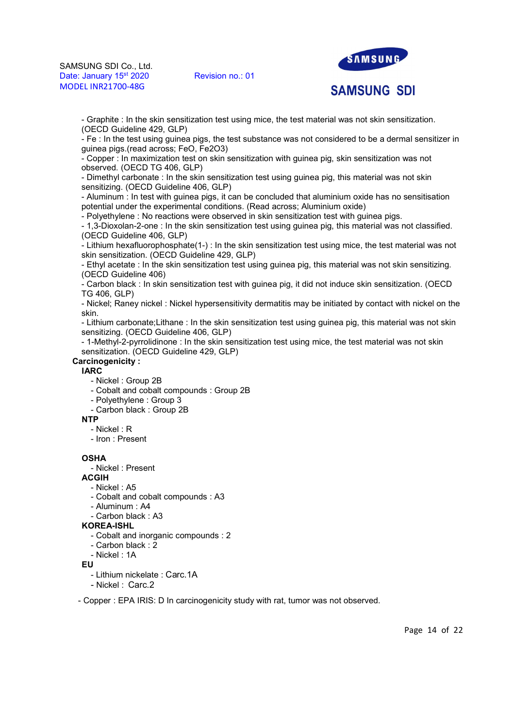- Graphite : In the skin sensitization test using mice, the test material was not skin sensitization. (OECD Guideline 429, GLP)
- Fe : In the test using guinea pigs, the test substance was not considered to be a dermal sensitizer in guinea pigs.(read across; FeO, Fe2O3)
- Copper : In maximization test on skin sensitization with guinea pig, skin sensitization was not observed. (OECD TG 406, GLP)
- Dimethyl carbonate : In the skin sensitization test using guinea pig, this material was not skin sensitizing. (OECD Guideline 406, GLP)
- Aluminum : In test with guinea pigs, it can be concluded that aluminium oxide has no sensitisation potential under the experimental conditions. (Read across; Aluminium oxide)
- Polyethylene : No reactions were observed in skin sensitization test with guinea pigs.
- 1,3-Dioxolan-2-one : In the skin sensitization test using guinea pig, this material was not classified. (OECD Guideline 406, GLP)
- Lithium hexafluorophosphate(1-) : In the skin sensitization test using mice, the test material was not skin sensitization. (OECD Guideline 429, GLP)
- Ethyl acetate : In the skin sensitization test using guinea pig, this material was not skin sensitizing. (OECD Guideline 406)
- Carbon black : In skin sensitization test with guinea pig, it did not induce skin sensitization. (OECD TG 406, GLP)
- Nickel; Raney nickel : Nickel hypersensitivity dermatitis may be initiated by contact with nickel on the skin.
- Lithium carbonate;Lithane : In the skin sensitization test using guinea pig, this material was not skin sensitizing. (OECD Guideline 406, GLP)
- 1-Methyl-2-pyrrolidinone : In the skin sensitization test using mice, the test material was not skin sensitization. (OECD Guideline 429, GLP)

**Carcinogenicity :**

**IARC**
- Nickel : Group 2B
- Cobalt and cobalt compounds : Group 2B
- Polyethylene : Group 3
- Carbon black : Group 2B

**NTP**
- Nickel : R
- Iron : Present

**OSHA**
- Nickel : Present

**ACGIH**
- Nickel : A5
- Cobalt and cobalt compounds : A3
- Aluminum : A4
- Carbon black : A3

**KOREA-ISHL**
- Cobalt and inorganic compounds : 2
- Carbon black : 2
- Nickel : 1A

**EU**
- Lithium nickelate : Carc.1A
- Nickel : Carc.2

- Copper : EPA IRIS: D In carcinogenicity study with rat, tumor was not observed.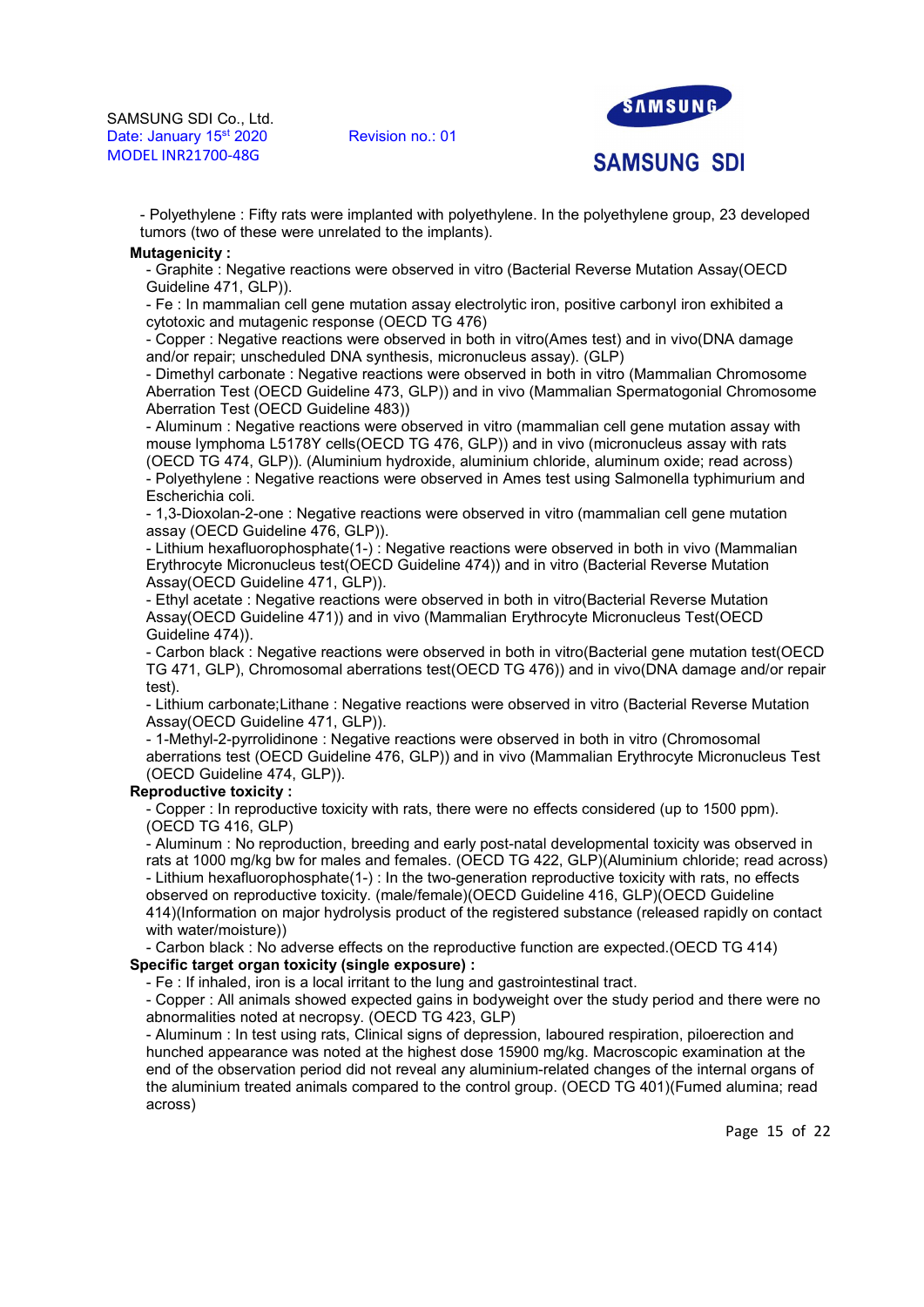- Polyethylene : Fifty rats were implanted with polyethylene. In the polyethylene group, 23 developed tumors (two of these were unrelated to the implants).

**Mutagenicity :**

- Graphite : Negative reactions were observed in vitro (Bacterial Reverse Mutation Assay(OECD Guideline 471, GLP)).
- Fe : In mammalian cell gene mutation assay electrolytic iron, positive carbonyl iron exhibited a cytotoxic and mutagenic response (OECD TG 476)
- Copper : Negative reactions were observed in both in vitro(Ames test) and in vivo(DNA damage and/or repair; unscheduled DNA synthesis, micronucleus assay). (GLP)
- Dimethyl carbonate : Negative reactions were observed in both in vitro (Mammalian Chromosome Aberration Test (OECD Guideline 473, GLP)) and in vivo (Mammalian Spermatogonial Chromosome Aberration Test (OECD Guideline 483))
- Aluminum : Negative reactions were observed in vitro (mammalian cell gene mutation assay with mouse lymphoma L5178Y cells(OECD TG 476, GLP)) and in vivo (micronucleus assay with rats (OECD TG 474, GLP)). (Aluminium hydroxide, aluminium chloride, aluminum oxide; read across)
- Polyethylene : Negative reactions were observed in Ames test using Salmonella typhimurium and Escherichia coli.
- 1,3-Dioxolan-2-one : Negative reactions were observed in vitro (mammalian cell gene mutation assay (OECD Guideline 476, GLP)).
- Lithium hexafluorophosphate(1-) : Negative reactions were observed in both in vivo (Mammalian Erythrocyte Micronucleus test(OECD Guideline 474)) and in vitro (Bacterial Reverse Mutation Assay(OECD Guideline 471, GLP)).
- Ethyl acetate : Negative reactions were observed in both in vitro(Bacterial Reverse Mutation Assay(OECD Guideline 471)) and in vivo (Mammalian Erythrocyte Micronucleus Test(OECD Guideline 474)).
- Carbon black : Negative reactions were observed in both in vitro(Bacterial gene mutation test(OECD TG 471, GLP), Chromosomal aberrations test(OECD TG 476)) and in vivo(DNA damage and/or repair test).
- Lithium carbonate;Lithane : Negative reactions were observed in vitro (Bacterial Reverse Mutation Assay(OECD Guideline 471, GLP)).
- 1-Methyl-2-pyrrolidinone : Negative reactions were observed in both in vitro (Chromosomal aberrations test (OECD Guideline 476, GLP)) and in vivo (Mammalian Erythrocyte Micronucleus Test (OECD Guideline 474, GLP)).

**Reproductive toxicity :**

- Copper : In reproductive toxicity with rats, there were no effects considered (up to 1500 ppm). (OECD TG 416, GLP)
- Aluminum : No reproduction, breeding and early post-natal developmental toxicity was observed in rats at 1000 mg/kg bw for males and females. (OECD TG 422, GLP)(Aluminium chloride; read across)
- Lithium hexafluorophosphate(1-) : In the two-generation reproductive toxicity with rats, no effects observed on reproductive toxicity. (male/female)(OECD Guideline 416, GLP)(OECD Guideline 414)(Information on major hydrolysis product of the registered substance (released rapidly on contact with water/moisture))
- Carbon black : No adverse effects on the reproductive function are expected.(OECD TG 414)

**Specific target organ toxicity (single exposure) :**

- Fe : If inhaled, iron is a local irritant to the lung and gastrointestinal tract.
- Copper : All animals showed expected gains in bodyweight over the study period and there were no abnormalities noted at necropsy. (OECD TG 423, GLP)
- Aluminum : In test using rats, Clinical signs of depression, laboured respiration, piloerection and hunched appearance was noted at the highest dose 15900 mg/kg. Macroscopic examination at the end of the observation period did not reveal any aluminium-related changes of the internal organs of the aluminium treated animals compared to the control group. (OECD TG 401)(Fumed alumina; read across)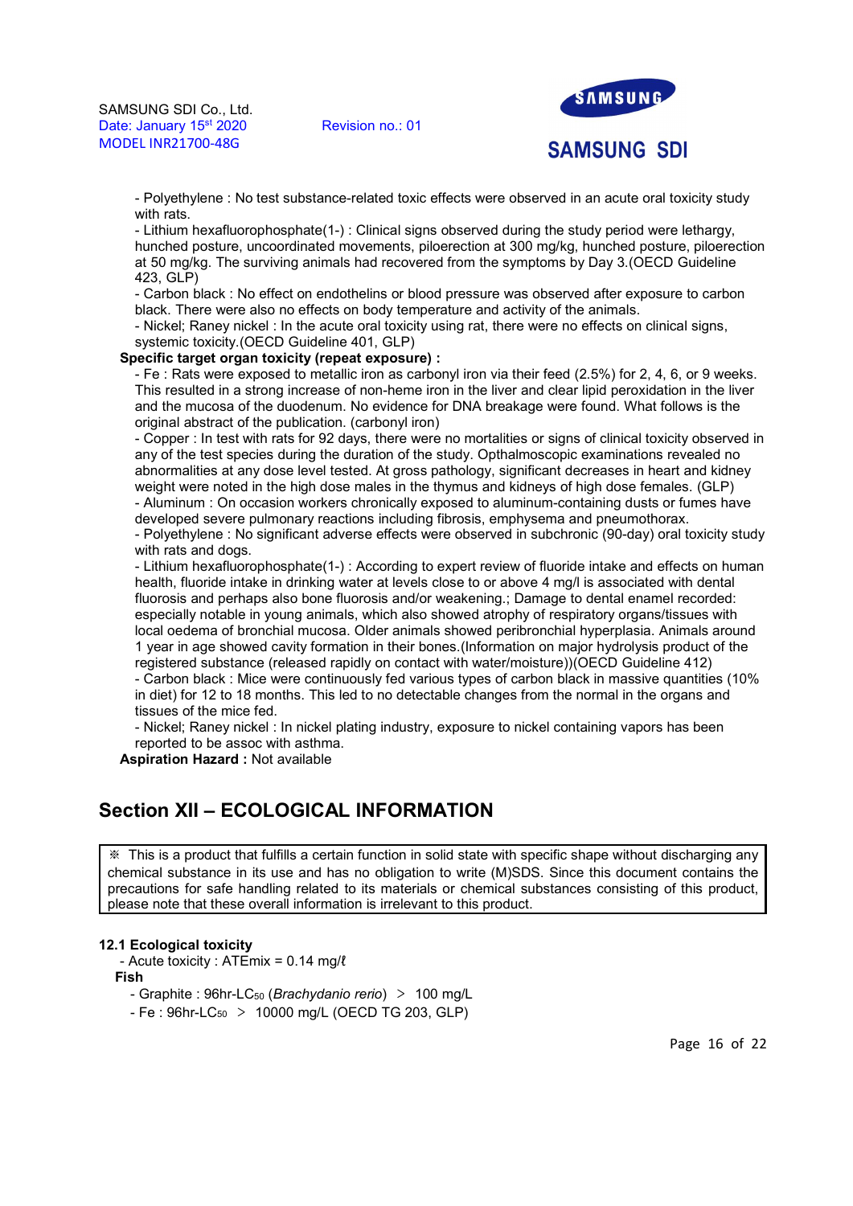- Polyethylene : No test substance-related toxic effects were observed in an acute oral toxicity study with rats.
- Lithium hexafluorophosphate(1-) : Clinical signs observed during the study period were lethargy, hunched posture, uncoordinated movements, piloerection at 300 mg/kg, hunched posture, piloerection at 50 mg/kg. The surviving animals had recovered from the symptoms by Day 3.(OECD Guideline 423, GLP)
- Carbon black : No effect on endothelins or blood pressure was observed after exposure to carbon black. There were also no effects on body temperature and activity of the animals.
- Nickel; Raney nickel : In the acute oral toxicity using rat, there were no effects on clinical signs, systemic toxicity.(OECD Guideline 401, GLP)

**Specific target organ toxicity (repeat exposure) :**

- Fe : Rats were exposed to metallic iron as carbonyl iron via their feed (2.5%) for 2, 4, 6, or 9 weeks. This resulted in a strong increase of non-heme iron in the liver and clear lipid peroxidation in the liver and the mucosa of the duodenum. No evidence for DNA breakage were found. What follows is the original abstract of the publication. (carbonyl iron)
- Copper : In test with rats for 92 days, there were no mortalities or signs of clinical toxicity observed in any of the test species during the duration of the study. Opthalmoscopic examinations revealed no abnormalities at any dose level tested. At gross pathology, significant decreases in heart and kidney weight were noted in the high dose males in the thymus and kidneys of high dose females. (GLP)
- Aluminum : On occasion workers chronically exposed to aluminum-containing dusts or fumes have developed severe pulmonary reactions including fibrosis, emphysema and pneumothorax.
- Polyethylene : No significant adverse effects were observed in subchronic (90-day) oral toxicity study with rats and dogs.
- Lithium hexafluorophosphate(1-) : According to expert review of fluoride intake and effects on human health, fluoride intake in drinking water at levels close to or above 4 mg/l is associated with dental fluorosis and perhaps also bone fluorosis and/or weakening.; Damage to dental enamel recorded: especially notable in young animals, which also showed atrophy of respiratory organs/tissues with local oedema of bronchial mucosa. Older animals showed peribronchial hyperplasia. Animals around 1 year in age showed cavity formation in their bones.(Information on major hydrolysis product of the registered substance (released rapidly on contact with water/moisture))(OECD Guideline 412)
- Carbon black : Mice were continuously fed various types of carbon black in massive quantities (10% in diet) for 12 to 18 months. This led to no detectable changes from the normal in the organs and tissues of the mice fed.
- Nickel; Raney nickel : In nickel plating industry, exposure to nickel containing vapors has been reported to be assoc with asthma.

**Aspiration Hazard :** Not available

## Section XII – ECOLOGICAL INFORMATION

※ This is a product that fulfills a certain function in solid state with specific shape without discharging any chemical substance in its use and has no obligation to write (M)SDS. Since this document contains the precautions for safe handling related to its materials or chemical substances consisting of this product, please note that these overall information is irrelevant to this product.

### 12.1 Ecological toxicity

- Acute toxicity : ATEmix = 0.14 mg/ℓ

**Fish**

- Graphite : 96hr-$LC_{50}$ (*Brachydanio rerio*) ＞ 100 mg/L
- Fe : 96hr-$LC_{50}$ ＞ 10000 mg/L (OECD TG 203, GLP)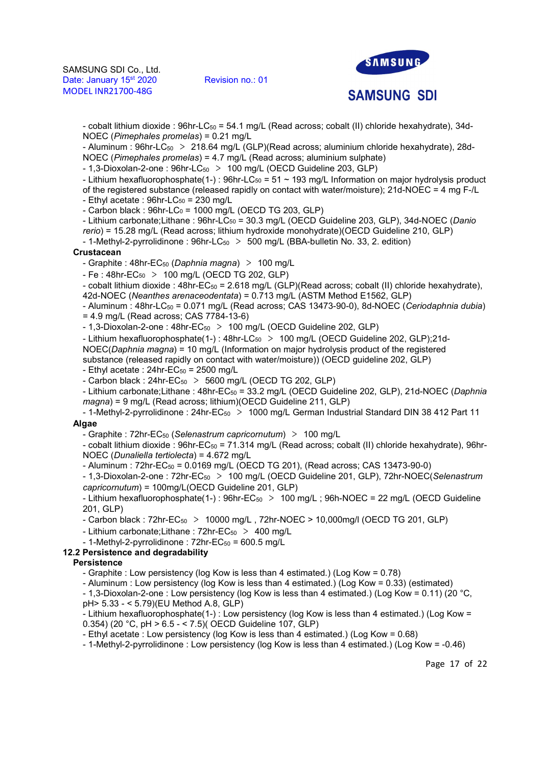- cobalt lithium dioxide : 96hr-$LC_{50}$ = 54.1 mg/L (Read across; cobalt (II) chloride hexahydrate), 34d-NOEC (*Pimephales promelas*) = 0.21 mg/L
- Aluminum : 96hr-$LC_{50}$ ＞ 218.64 mg/L (GLP)(Read across; aluminium chloride hexahydrate), 28d-NOEC (*Pimephales promelas*) = 4.7 mg/L (Read across; aluminium sulphate)
- 1,3-Dioxolan-2-one : 96hr-$LC_{50}$ ＞ 100 mg/L (OECD Guideline 203, GLP)
- Lithium hexafluorophosphate(1-) : 96hr-$LC_{50}$ = 51 ~ 193 mg/L Information on major hydrolysis product of the registered substance (released rapidly on contact with water/moisture); 21d-NOEC = 4 mg F-/L
- Ethyl acetate : 96hr-$LC_{50}$ = 230 mg/L
- Carbon black : 96hr-$LC_0$ = 1000 mg/L (OECD TG 203, GLP)
- Lithium carbonate;Lithane : 96hr-$LC_{50}$ = 30.3 mg/L (OECD Guideline 203, GLP), 34d-NOEC (*Danio rerio*) = 15.28 mg/L (Read across; lithium hydroxide monohydrate)(OECD Guideline 210, GLP)
- 1-Methyl-2-pyrrolidinone : 96hr-$LC_{50}$ ＞ 500 mg/L (BBA-bulletin No. 33, 2. edition)

**Crustacean**

- Graphite : 48hr-$EC_{50}$ (*Daphnia magna*) ＞ 100 mg/L
- Fe : 48hr-$EC_{50}$ ＞ 100 mg/L (OECD TG 202, GLP)
- cobalt lithium dioxide : 48hr-$EC_{50}$ = 2.618 mg/L (GLP)(Read across; cobalt (II) chloride hexahydrate), 42d-NOEC (*Neanthes arenaceodentata*) = 0.713 mg/L (ASTM Method E1562, GLP)
- Aluminum : 48hr-$LC_{50}$ = 0.071 mg/L (Read across; CAS 13473-90-0), 8d-NOEC (*Ceriodaphnia dubia*) = 4.9 mg/L (Read across; CAS 7784-13-6)
- 1,3-Dioxolan-2-one : 48hr-$EC_{50}$ ＞ 100 mg/L (OECD Guideline 202, GLP)
- Lithium hexafluorophosphate(1-) : 48hr-$LC_{50}$ ＞ 100 mg/L (OECD Guideline 202, GLP);21d-NOEC(*Daphnia magna*) = 10 mg/L (Information on major hydrolysis product of the registered substance (released rapidly on contact with water/moisture)) (OECD guideline 202, GLP)
- Ethyl acetate : 24hr-$EC_{50}$ = 2500 mg/L
- Carbon black : 24hr-$EC_{50}$ ＞ 5600 mg/L (OECD TG 202, GLP)
- Lithium carbonate;Lithane : 48hr-$EC_{50}$ = 33.2 mg/L (OECD Guideline 202, GLP), 21d-NOEC (*Daphnia magna*) = 9 mg/L (Read across; lithium)(OECD Guideline 211, GLP)
- 1-Methyl-2-pyrrolidinone : 24hr-$EC_{50}$ ＞ 1000 mg/L German Industrial Standard DIN 38 412 Part 11

**Algae**

- Graphite : 72hr-$EC_{50}$ (*Selenastrum capricornutum*) ＞ 100 mg/L
- cobalt lithium dioxide : 96hr-$EC_{50}$ = 71.314 mg/L (Read across; cobalt (II) chloride hexahydrate), 96hr-NOEC (*Dunaliella tertiolecta*) = 4.672 mg/L
- Aluminum : 72hr-$EC_{50}$ = 0.0169 mg/L (OECD TG 201), (Read across; CAS 13473-90-0)
- 1,3-Dioxolan-2-one : 72hr-$EC_{50}$ ＞ 100 mg/L (OECD Guideline 201, GLP), 72hr-NOEC(*Selenastrum capricornutum*) = 100mg/L(OECD Guideline 201, GLP)
- Lithium hexafluorophosphate(1-) : 96hr-$EC_{50}$ ＞ 100 mg/L ; 96h-NOEC = 22 mg/L (OECD Guideline 201, GLP)
- Carbon black : 72hr-$EC_{50}$ ＞ 10000 mg/L , 72hr-NOEC > 10,000mg/l (OECD TG 201, GLP)
- Lithium carbonate;Lithane : 72hr-$EC_{50}$ ＞ 400 mg/L
- 1-Methyl-2-pyrrolidinone : 72hr-$EC_{50}$ = 600.5 mg/L

## 12.2 Persistence and degradability

**Persistence**

- Graphite : Low persistency (log Kow is less than 4 estimated.) (Log Kow = 0.78)
- Aluminum : Low persistency (log Kow is less than 4 estimated.) (Log Kow = 0.33) (estimated)
- 1,3-Dioxolan-2-one : Low persistency (log Kow is less than 4 estimated.) (Log Kow = 0.11) (20 °C, pH> 5.33 - < 5.79)(EU Method A.8, GLP)
- Lithium hexafluorophosphate(1-) : Low persistency (log Kow is less than 4 estimated.) (Log Kow = 0.354) (20 °C, pH > 6.5 - < 7.5)( OECD Guideline 107, GLP)
- Ethyl acetate : Low persistency (log Kow is less than 4 estimated.) (Log Kow = 0.68)
- 1-Methyl-2-pyrrolidinone : Low persistency (log Kow is less than 4 estimated.) (Log Kow = -0.46)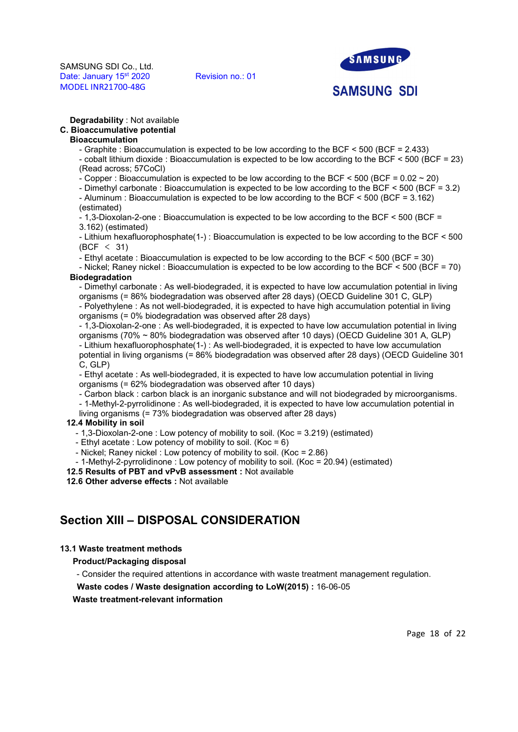**Degradability** : Not available

**C. Bioaccumulative potential**

**Bioaccumulation**

- Graphite : Bioaccumulation is expected to be low according to the BCF < 500 (BCF = 2.433)
- cobalt lithium dioxide : Bioaccumulation is expected to be low according to the BCF < 500 (BCF = 23) (Read across; 57CoCl)
- Copper : Bioaccumulation is expected to be low according to the BCF < 500 (BCF = 0.02 ~ 20)
- Dimethyl carbonate : Bioaccumulation is expected to be low according to the BCF < 500 (BCF = 3.2)
- Aluminum : Bioaccumulation is expected to be low according to the BCF < 500 (BCF = 3.162) (estimated)
- 1,3-Dioxolan-2-one : Bioaccumulation is expected to be low according to the BCF < 500 (BCF = 3.162) (estimated)
- Lithium hexafluorophosphate(1-) : Bioaccumulation is expected to be low according to the BCF < 500 (BCF < 31)
- Ethyl acetate : Bioaccumulation is expected to be low according to the BCF < 500 (BCF = 30)
- Nickel; Raney nickel : Bioaccumulation is expected to be low according to the BCF < 500 (BCF = 70)

**Biodegradation**

- Dimethyl carbonate : As well-biodegraded, it is expected to have low accumulation potential in living organisms (= 86% biodegradation was observed after 28 days) (OECD Guideline 301 C, GLP)
- Polyethylene : As not well-biodegraded, it is expected to have high accumulation potential in living organisms (= 0% biodegradation was observed after 28 days)
- 1,3-Dioxolan-2-one : As well-biodegraded, it is expected to have low accumulation potential in living organisms (70% ~ 80% biodegradation was observed after 10 days) (OECD Guideline 301 A, GLP)
- Lithium hexafluorophosphate(1-) : As well-biodegraded, it is expected to have low accumulation potential in living organisms (= 86% biodegradation was observed after 28 days) (OECD Guideline 301 C, GLP)
- Ethyl acetate : As well-biodegraded, it is expected to have low accumulation potential in living organisms (= 62% biodegradation was observed after 10 days)
- Carbon black : carbon black is an inorganic substance and will not biodegraded by microorganisms.
- 1-Methyl-2-pyrrolidinone : As well-biodegraded, it is expected to have low accumulation potential in living organisms (= 73% biodegradation was observed after 28 days)

**12.4 Mobility in soil**

- 1,3-Dioxolan-2-one : Low potency of mobility to soil. (Koc = 3.219) (estimated)
- Ethyl acetate : Low potency of mobility to soil. (Koc = 6)
- Nickel; Raney nickel : Low potency of mobility to soil. (Koc = 2.86)
- 1-Methyl-2-pyrrolidinone : Low potency of mobility to soil. (Koc = 20.94) (estimated)

**12.5 Results of PBT and vPvB assessment :** Not available

**12.6 Other adverse effects :** Not available

## Section XIII – DISPOSAL CONSIDERATION

**13.1 Waste treatment methods**

**Product/Packaging disposal**

- Consider the required attentions in accordance with waste treatment management regulation.

**Waste codes / Waste designation according to LoW(2015) :** 16-06-05

**Waste treatment-relevant information**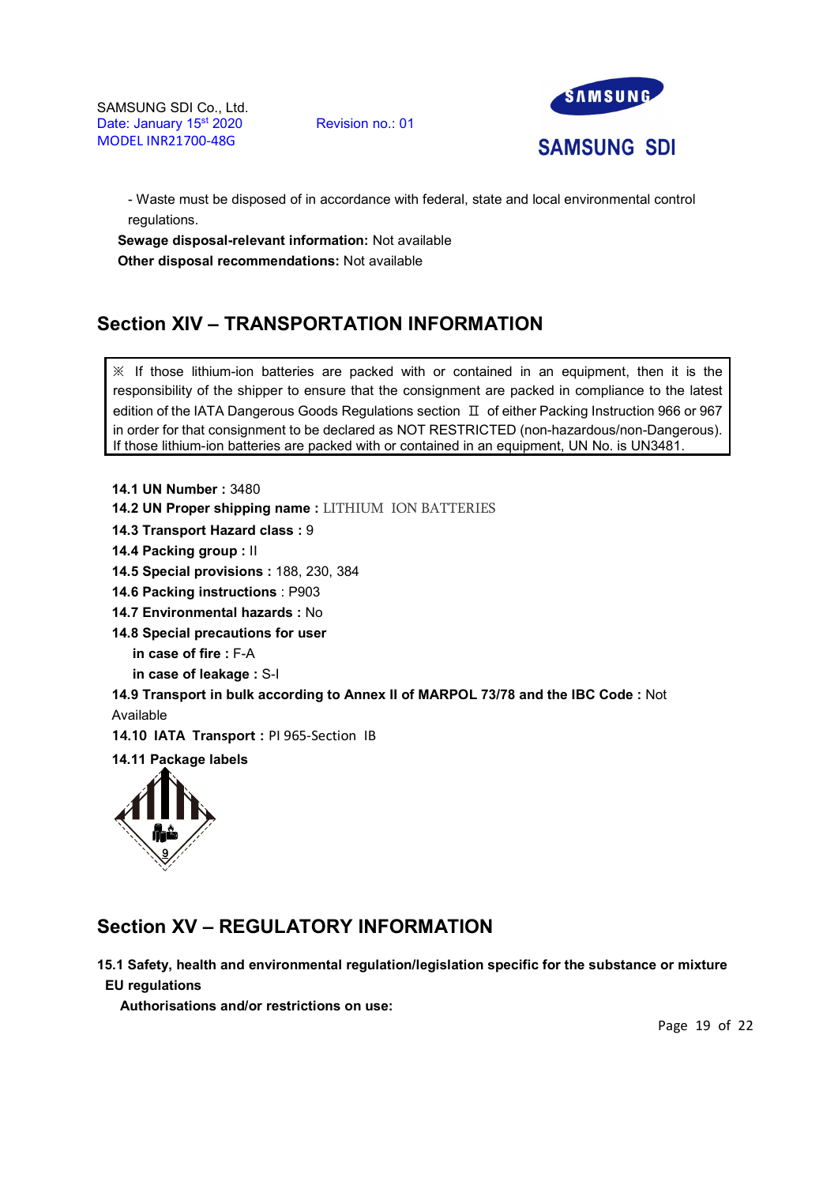- Waste must be disposed of in accordance with federal, state and local environmental control regulations.

**Sewage disposal-relevant information:** Not available

**Other disposal recommendations:** Not available

## Section XIV – TRANSPORTATION INFORMATION

> ※ If those lithium-ion batteries are packed with or contained in an equipment, then it is the responsibility of the shipper to ensure that the consignment are packed in compliance to the latest edition of the IATA Dangerous Goods Regulations section Ⅱ of either Packing Instruction 966 or 967 in order for that consignment to be declared as NOT RESTRICTED (non-hazardous/non-Dangerous). If those lithium-ion batteries are packed with or contained in an equipment, UN No. is UN3481.

**14.1 UN Number :** 3480

**14.2 UN Proper shipping name :** LITHIUM ION BATTERIES

**14.3 Transport Hazard class :** 9

**14.4 Packing group :** II

**14.5 Special provisions :** 188, 230, 384

**14.6 Packing instructions** : P903

**14.7 Environmental hazards :** No

**14.8 Special precautions for user**

**in case of fire :** F-A

**in case of leakage :** S-I

**14.9 Transport in bulk according to Annex II of MARPOL 73/78 and the IBC Code :** Not Available

**14.10 IATA Transport :** PI 965-Section IB

**14.11 Package labels**

## Section XV – REGULATORY INFORMATION

**15.1 Safety, health and environmental regulation/legislation specific for the substance or mixture**

**EU regulations**

**Authorisations and/or restrictions on use:**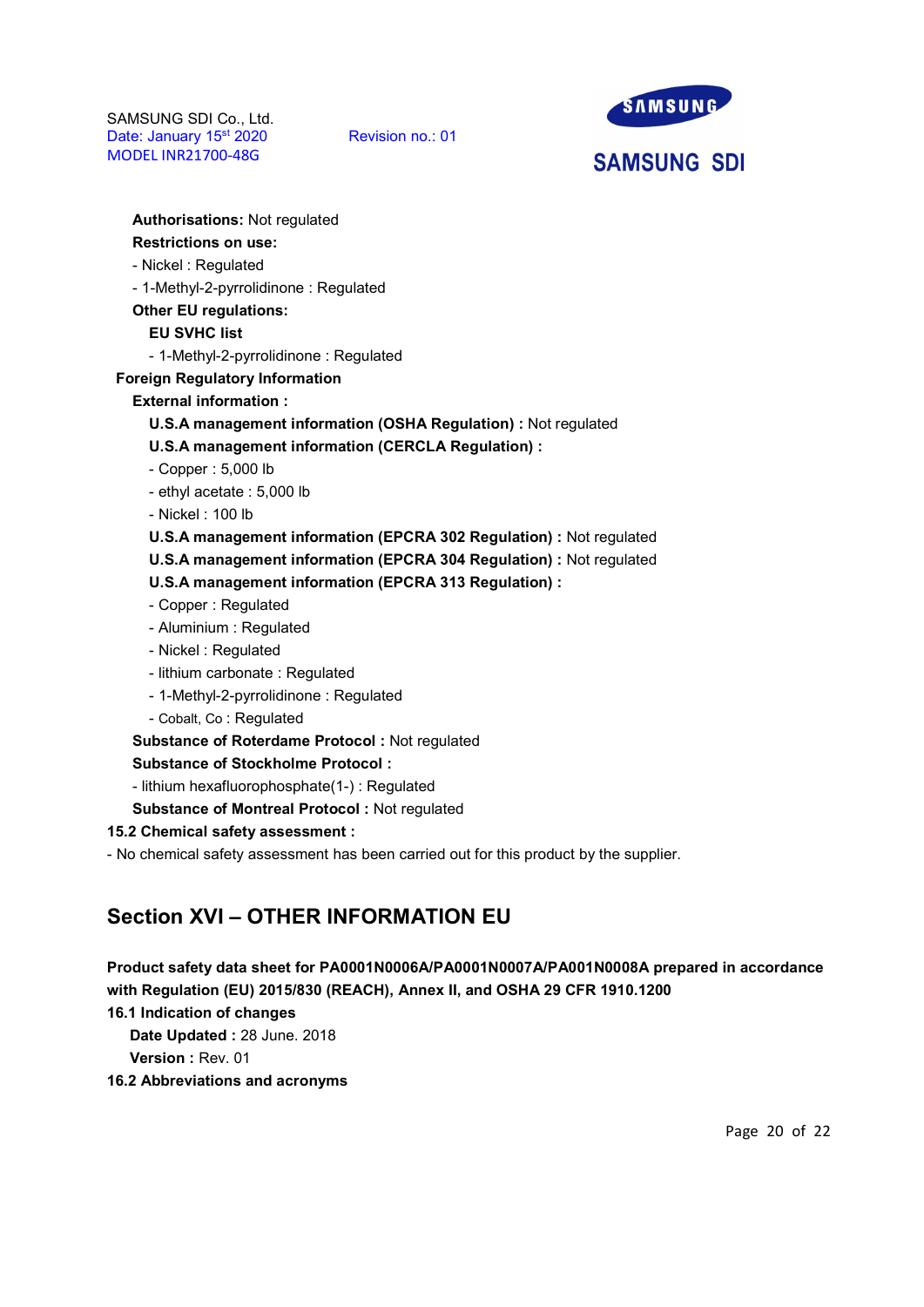**Authorisations:** Not regulated

**Restrictions on use:**

- Nickel : Regulated
- 1-Methyl-2-pyrrolidinone : Regulated

**Other EU regulations:**

**EU SVHC list**

- 1-Methyl-2-pyrrolidinone : Regulated

**Foreign Regulatory Information**

**External information :**

**U.S.A management information (OSHA Regulation) :** Not regulated

**U.S.A management information (CERCLA Regulation) :**

- Copper : 5,000 lb
- ethyl acetate : 5,000 lb
- Nickel : 100 lb

**U.S.A management information (EPCRA 302 Regulation) :** Not regulated

**U.S.A management information (EPCRA 304 Regulation) :** Not regulated

**U.S.A management information (EPCRA 313 Regulation) :**

- Copper : Regulated
- Aluminium : Regulated
- Nickel : Regulated
- lithium carbonate : Regulated
- 1-Methyl-2-pyrrolidinone : Regulated
- Cobalt, Co : Regulated

**Substance of Roterdame Protocol :** Not regulated

**Substance of Stockholme Protocol :**

- lithium hexafluorophosphate(1-) : Regulated

**Substance of Montreal Protocol :** Not regulated

**15.2 Chemical safety assessment :**

- No chemical safety assessment has been carried out for this product by the supplier.

## Section XVI – OTHER INFORMATION EU

**Product safety data sheet for PA0001N0006A/PA0001N0007A/PA001N0008A prepared in accordance with Regulation (EU) 2015/830 (REACH), Annex II, and OSHA 29 CFR 1910.1200**

**16.1 Indication of changes**

**Date Updated :** 28 June. 2018

**Version :** Rev. 01

**16.2 Abbreviations and acronyms**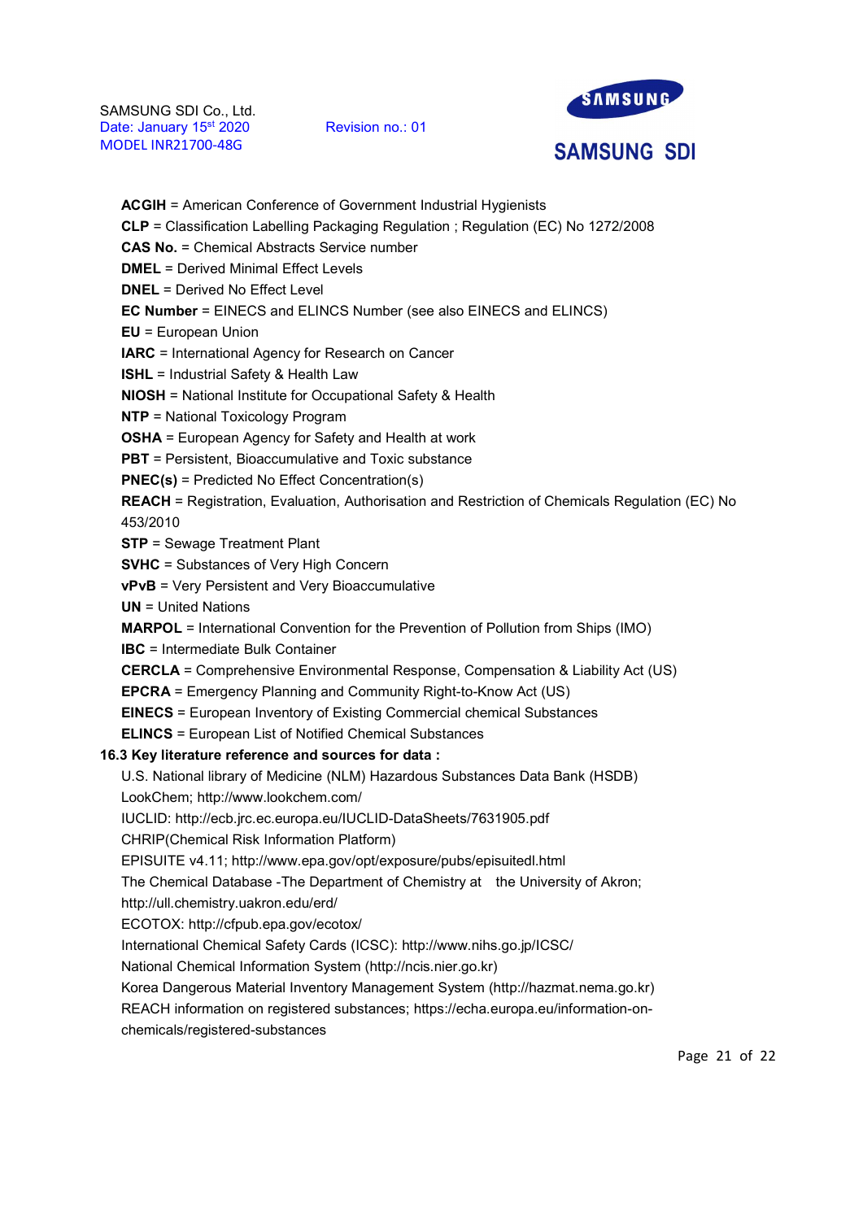**ACGIH** = American Conference of Government Industrial Hygienists
**CLP** = Classification Labelling Packaging Regulation ; Regulation (EC) No 1272/2008
**CAS No.** = Chemical Abstracts Service number
**DMEL** = Derived Minimal Effect Levels
**DNEL** = Derived No Effect Level
**EC Number** = EINECS and ELINCS Number (see also EINECS and ELINCS)
**EU** = European Union
**IARC** = International Agency for Research on Cancer
**ISHL** = Industrial Safety & Health Law
**NIOSH** = National Institute for Occupational Safety & Health
**NTP** = National Toxicology Program
**OSHA** = European Agency for Safety and Health at work
**PBT** = Persistent, Bioaccumulative and Toxic substance
**PNEC(s)** = Predicted No Effect Concentration(s)
**REACH** = Registration, Evaluation, Authorisation and Restriction of Chemicals Regulation (EC) No 453/2010
**STP** = Sewage Treatment Plant
**SVHC** = Substances of Very High Concern
**vPvB** = Very Persistent and Very Bioaccumulative
**UN** = United Nations
**MARPOL** = International Convention for the Prevention of Pollution from Ships (IMO)
**IBC** = Intermediate Bulk Container
**CERCLA** = Comprehensive Environmental Response, Compensation & Liability Act (US)
**EPCRA** = Emergency Planning and Community Right-to-Know Act (US)
**EINECS** = European Inventory of Existing Commercial chemical Substances
**ELINCS** = European List of Notified Chemical Substances

**16.3 Key literature reference and sources for data :**

U.S. National library of Medicine (NLM) Hazardous Substances Data Bank (HSDB)
LookChem; http://www.lookchem.com/
IUCLID: http://ecb.jrc.ec.europa.eu/IUCLID-DataSheets/7631905.pdf
CHRIP(Chemical Risk Information Platform)
EPISUITE v4.11; http://www.epa.gov/opt/exposure/pubs/episuitedl.html
The Chemical Database -The Department of Chemistry at the University of Akron; http://ull.chemistry.uakron.edu/erd/
ECOTOX: http://cfpub.epa.gov/ecotox/
International Chemical Safety Cards (ICSC): http://www.nihs.go.jp/ICSC/
National Chemical Information System (http://ncis.nier.go.kr)
Korea Dangerous Material Inventory Management System (http://hazmat.nema.go.kr)
REACH information on registered substances; https://echa.europa.eu/information-on-chemicals/registered-substances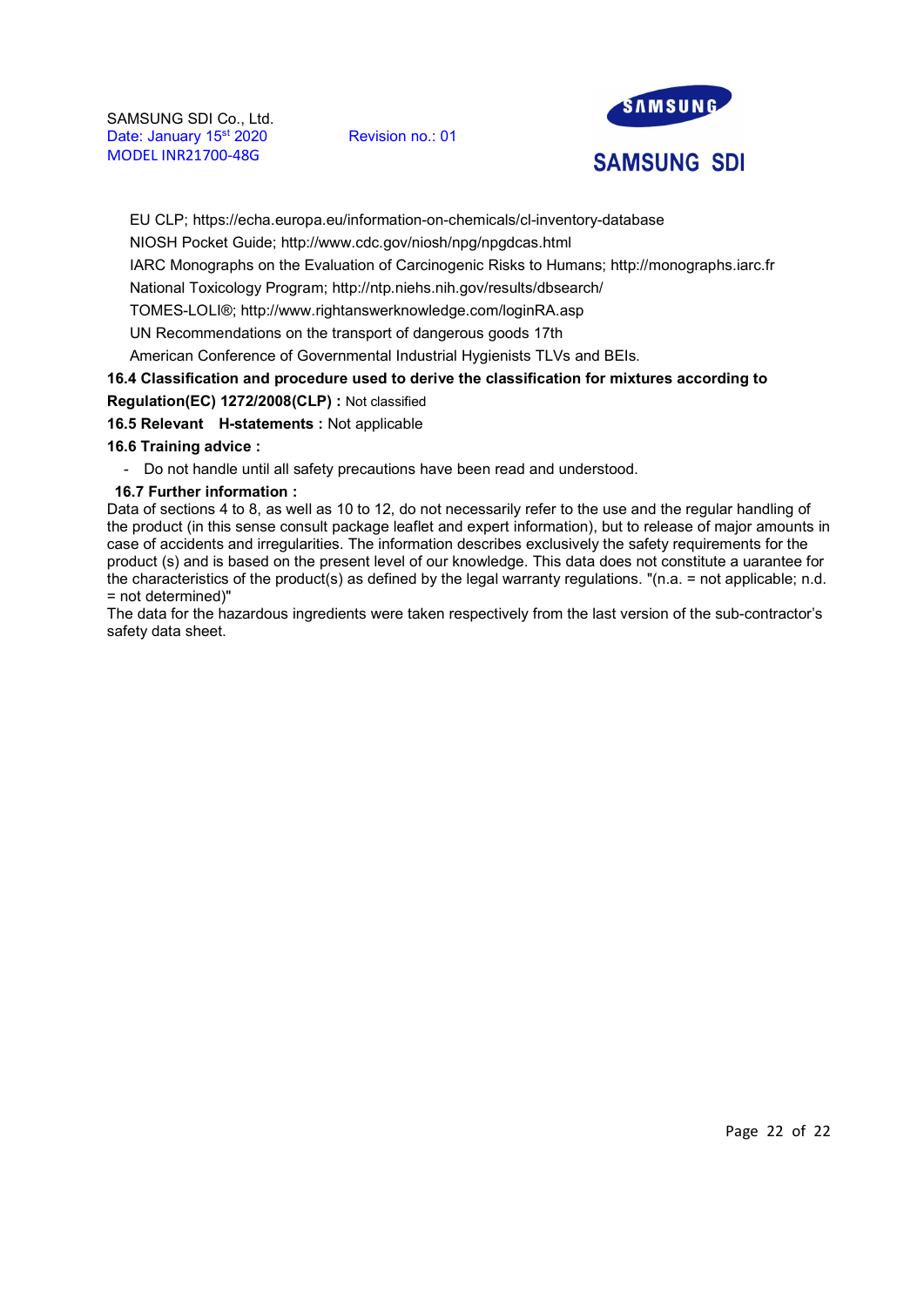EU CLP; https://echa.europa.eu/information-on-chemicals/cl-inventory-database

NIOSH Pocket Guide; http://www.cdc.gov/niosh/npg/npgdcas.html

IARC Monographs on the Evaluation of Carcinogenic Risks to Humans; http://monographs.iarc.fr

National Toxicology Program; http://ntp.niehs.nih.gov/results/dbsearch/

TOMES-LOLI®; http://www.rightanswerknowledge.com/loginRA.asp

UN Recommendations on the transport of dangerous goods 17th

American Conference of Governmental Industrial Hygienists TLVs and BEIs.

**16.4 Classification and procedure used to derive the classification for mixtures according to Regulation(EC) 1272/2008(CLP) :** Not classified

**16.5 Relevant H-statements :** Not applicable

**16.6 Training advice :**

- Do not handle until all safety precautions have been read and understood.

**16.7 Further information :**

Data of sections 4 to 8, as well as 10 to 12, do not necessarily refer to the use and the regular handling of the product (in this sense consult package leaflet and expert information), but to release of major amounts in case of accidents and irregularities. The information describes exclusively the safety requirements for the product (s) and is based on the present level of our knowledge. This data does not constitute a uarantee for the characteristics of the product(s) as defined by the legal warranty regulations. "(n.a. = not applicable; n.d. = not determined)"

The data for the hazardous ingredients were taken respectively from the last version of the sub-contractor's safety data sheet.